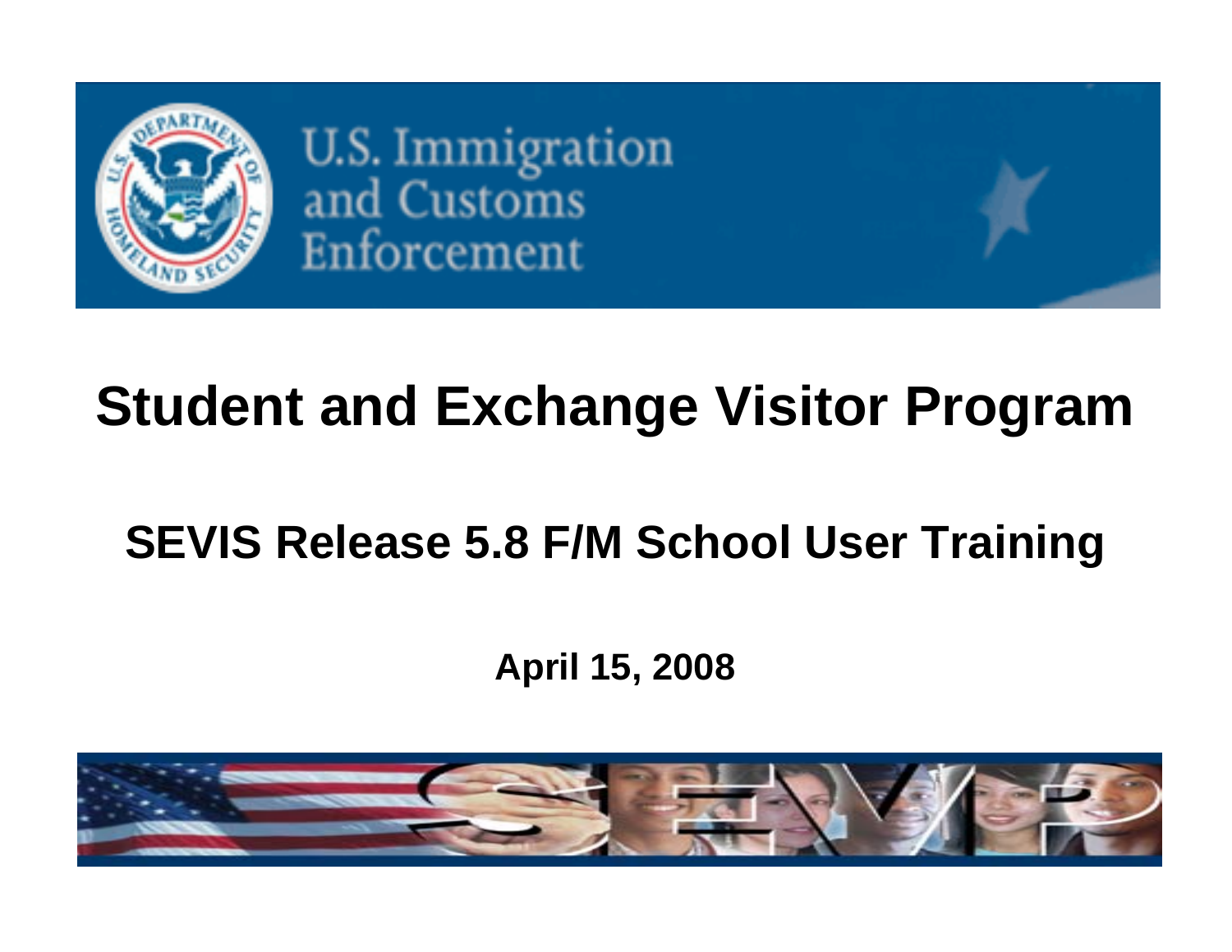U.S. Immigration and Customs Enforcement

# Student and Exchange Visitor Program

## SEVIS Release 5.8 F/M School User Training

**April 15, 2008**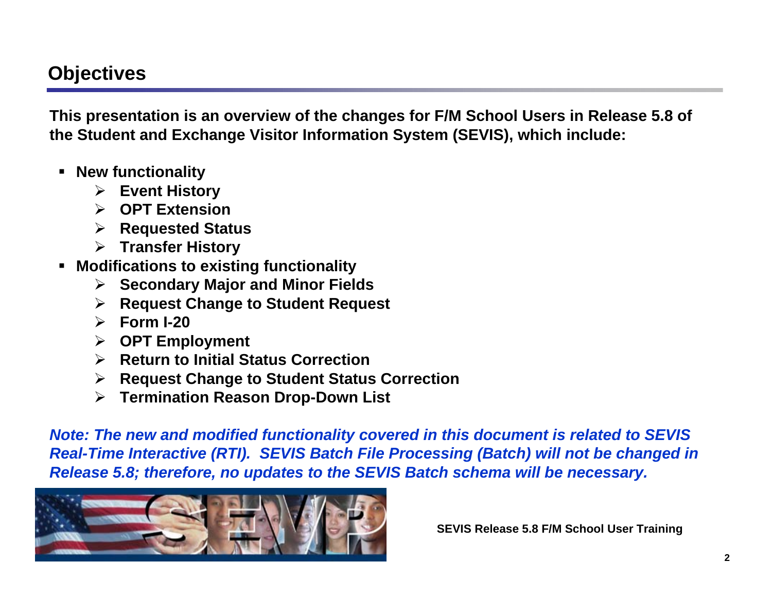## Objectives

**This presentation is an overview of the changes for F/M School Users in Release 5.8 of the Student and Exchange Visitor Information System (SEVIS), which include:**

- **New functionality**
  - **Event History**
  - **OPT Extension**
  - **Requested Status**
  - **Transfer History**
- **Modifications to existing functionality**
  - **Secondary Major and Minor Fields**
  - **Request Change to Student Request**
  - **Form I-20**
  - **OPT Employment**
  - **Return to Initial Status Correction**
  - **Request Change to Student Status Correction**
  - **Termination Reason Drop-Down List**

***Note: The new and modified functionality covered in this document is related to SEVIS Real-Time Interactive (RTI). SEVIS Batch File Processing (Batch) will not be changed in Release 5.8; therefore, no updates to the SEVIS Batch schema will be necessary.***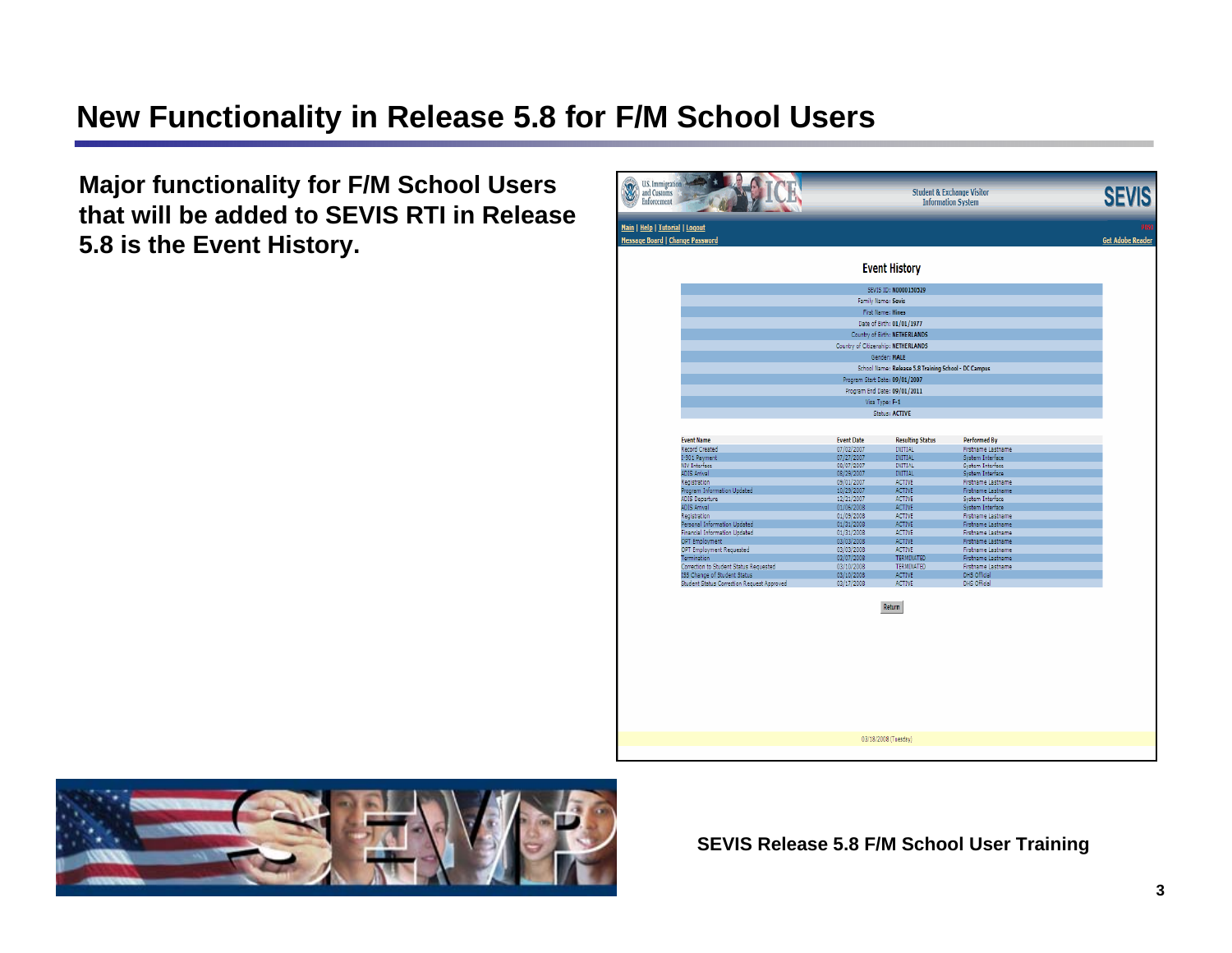# New Functionality in Release 5.8 for F/M School Users

**Major functionality for F/M School Users that will be added to SEVIS RTI in Release 5.8 is the Event History.**

**Event History**

SEVIS ID: N0000150529
Family Name: Sevis
First Name: Hines
Date of Birth: 01/01/1977
Country of Birth: NETHERLANDS
Country of Citizenship: NETHERLANDS
Gender: MALE
School Name: Release 5.8 Training School - DC Campus
Program Start Date: 09/01/2007
Program End Date: 09/01/2011
Visa Type: F-1
Status: ACTIVE

| Event Name | Event Date | Resulting Status | Performed By |
|---|---|---|---|
| Record Created | 07/02/2007 | INITIAL | Firstname Lastname |
| I-901 Payment | 07/27/2007 | INITIAL | System Interface |
| NIV Interface | 08/07/2007 | INITIAL | System Interface |
| ADIS Arrival | 08/29/2007 | INITIAL | System Interface |
| Registration | 09/01/2007 | ACTIVE | Firstname Lastname |
| Program Information Updated | 10/29/2007 | ACTIVE | Firstname Lastname |
| ADIS Departure | 12/21/2007 | ACTIVE | System Interface |
| ADIS Arrival | 01/06/2008 | ACTIVE | System Interface |
| Registration | 01/09/2008 | ACTIVE | Firstname Lastname |
| Personal Information Updated | 01/31/2008 | ACTIVE | Firstname Lastname |
| Financial Information Updated | 01/31/2008 | ACTIVE | Firstname Lastname |
| OPT Employment | 03/03/2008 | ACTIVE | Firstname Lastname |
| OPT Employment Requested | 03/03/2008 | ACTIVE | Firstname Lastname |
| Termination | 03/07/2008 | TERMINATED | Firstname Lastname |
| Correction to Student Status Requested | 03/10/2008 | TERMINATED | Firstname Lastname |
| ISS Change of Student Status | 03/10/2008 | ACTIVE | DHS Official |
| Student Status Correction Request Approved | 03/17/2008 | ACTIVE | DHS Official |

Return

03/18/2008 (Tuesday)

**SEVIS Release 5.8 F/M School User Training**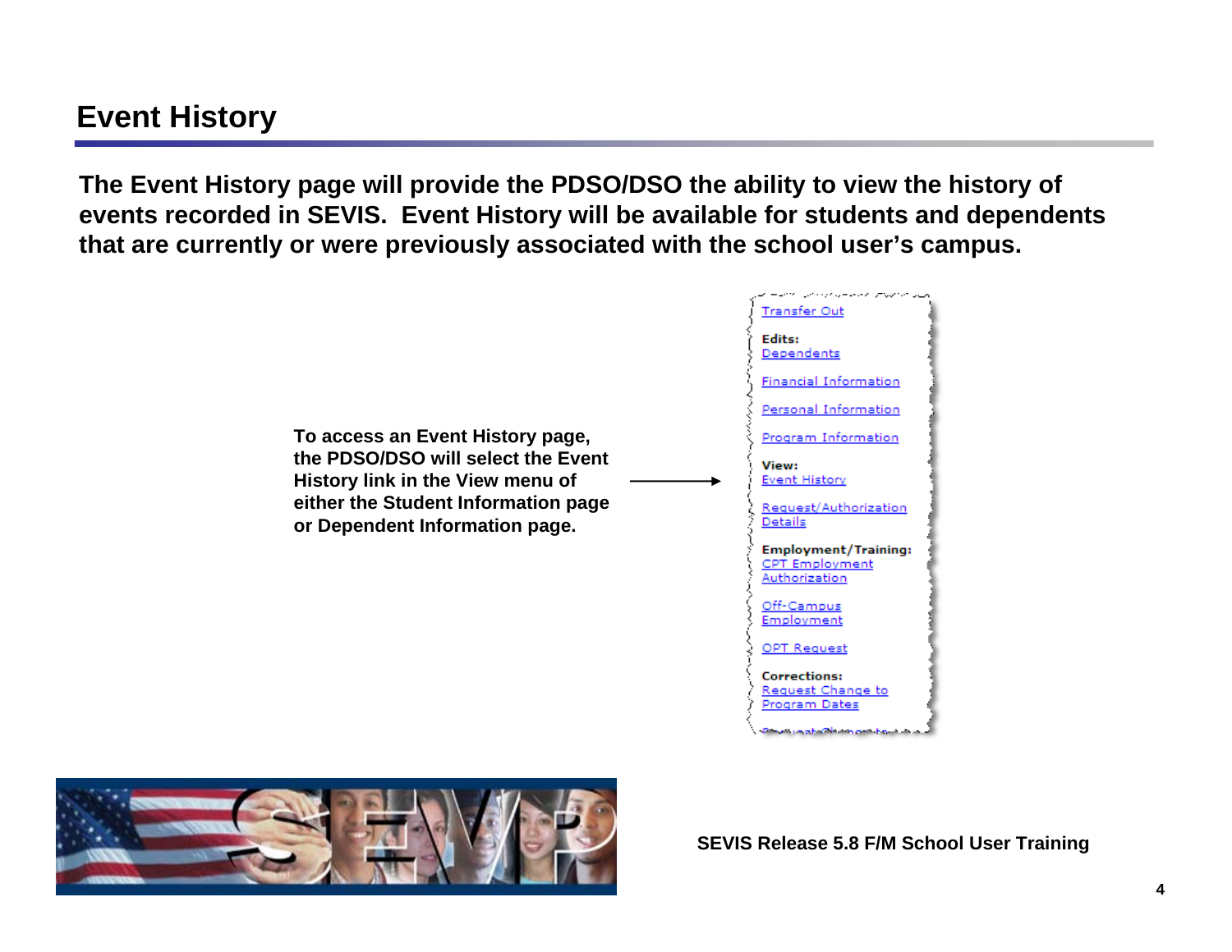# Event History

**The Event History page will provide the PDSO/DSO the ability to view the history of events recorded in SEVIS. Event History will be available for students and dependents that are currently or were previously associated with the school user's campus.**

**To access an Event History page, the PDSO/DSO will select the Event History link in the View menu of either the Student Information page or Dependent Information page.**

Transfer Out

**Edits:**
Dependents

Financial Information

Personal Information

Program Information

**View:**
Event History

Request/Authorization Details

**Employment/Training:**
CPT Employment Authorization

Off-Campus Employment

OPT Request

**Corrections:**
Request Change to Program Dates

**SEVIS Release 5.8 F/M School User Training**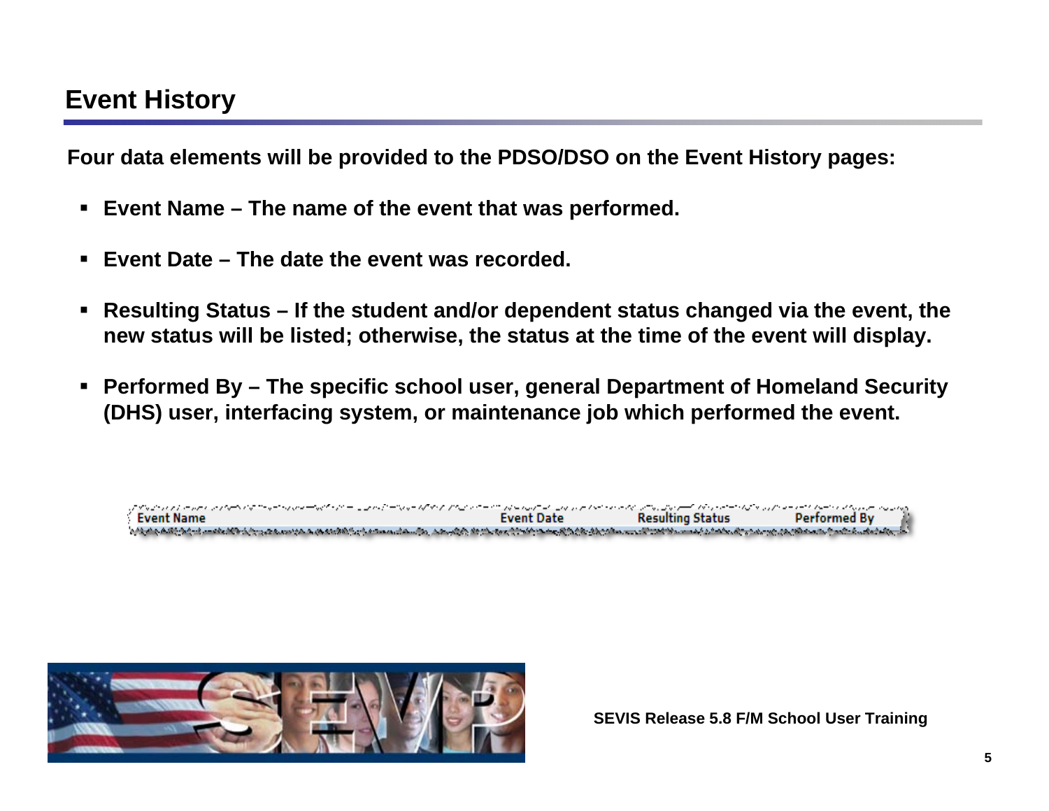## Event History

**Four data elements will be provided to the PDSO/DSO on the Event History pages:**

- **Event Name – The name of the event that was performed.**
- **Event Date – The date the event was recorded.**
- **Resulting Status – If the student and/or dependent status changed via the event, the new status will be listed; otherwise, the status at the time of the event will display.**
- **Performed By – The specific school user, general Department of Homeland Security (DHS) user, interfacing system, or maintenance job which performed the event.**

| Event Name | Event Date | Resulting Status | Performed By |
|---|---|---|---|

**SEVIS Release 5.8 F/M School User Training**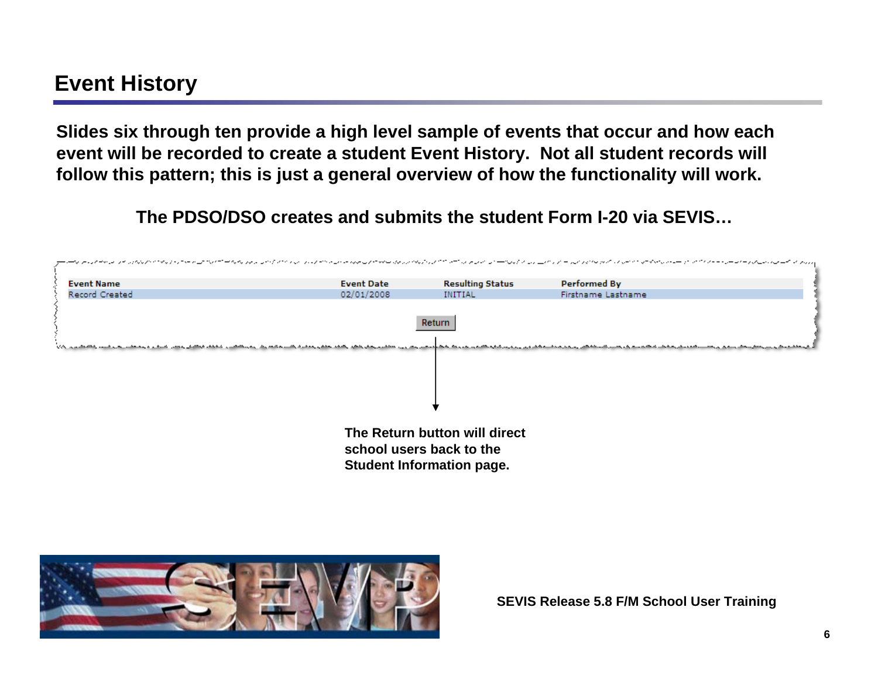# Event History

**Slides six through ten provide a high level sample of events that occur and how each event will be recorded to create a student Event History. Not all student records will follow this pattern; this is just a general overview of how the functionality will work.**

**The PDSO/DSO creates and submits the student Form I-20 via SEVIS…**

| Event Name | Event Date | Resulting Status | Performed By |
|---|---|---|---|
| Record Created | 02/01/2008 | INITIAL | Firstname Lastname |

Return

**The Return button will direct school users back to the Student Information page.**

**SEVIS Release 5.8 F/M School User Training**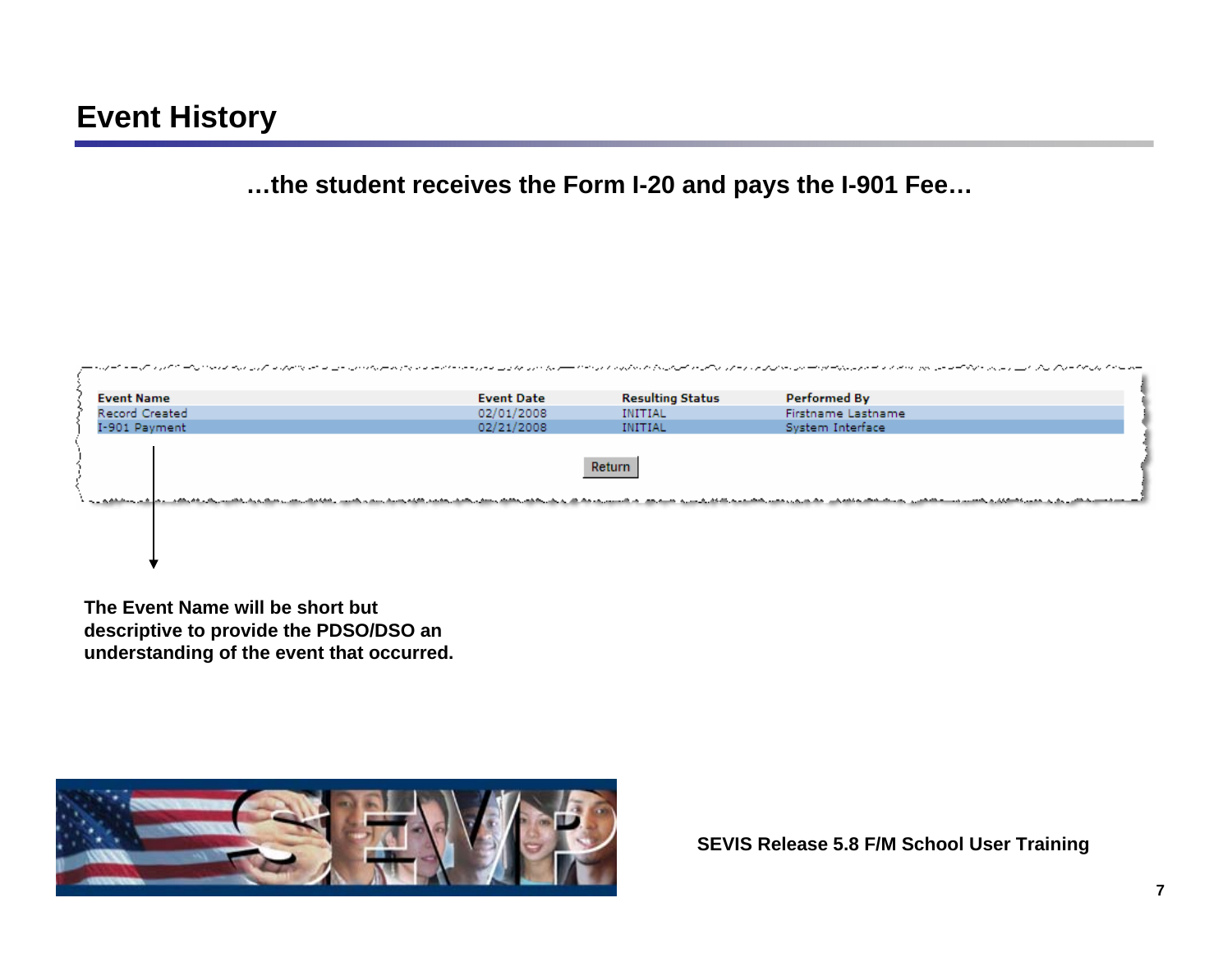# Event History

**…the student receives the Form I-20 and pays the I-901 Fee…**

| Event Name | Event Date | Resulting Status | Performed By |
|---|---|---|---|
| Record Created | 02/01/2008 | INITIAL | Firstname Lastname |
| I-901 Payment | 02/21/2008 | INITIAL | System Interface |

Return

**The Event Name will be short but descriptive to provide the PDSO/DSO an understanding of the event that occurred.**

**SEVIS Release 5.8 F/M School User Training**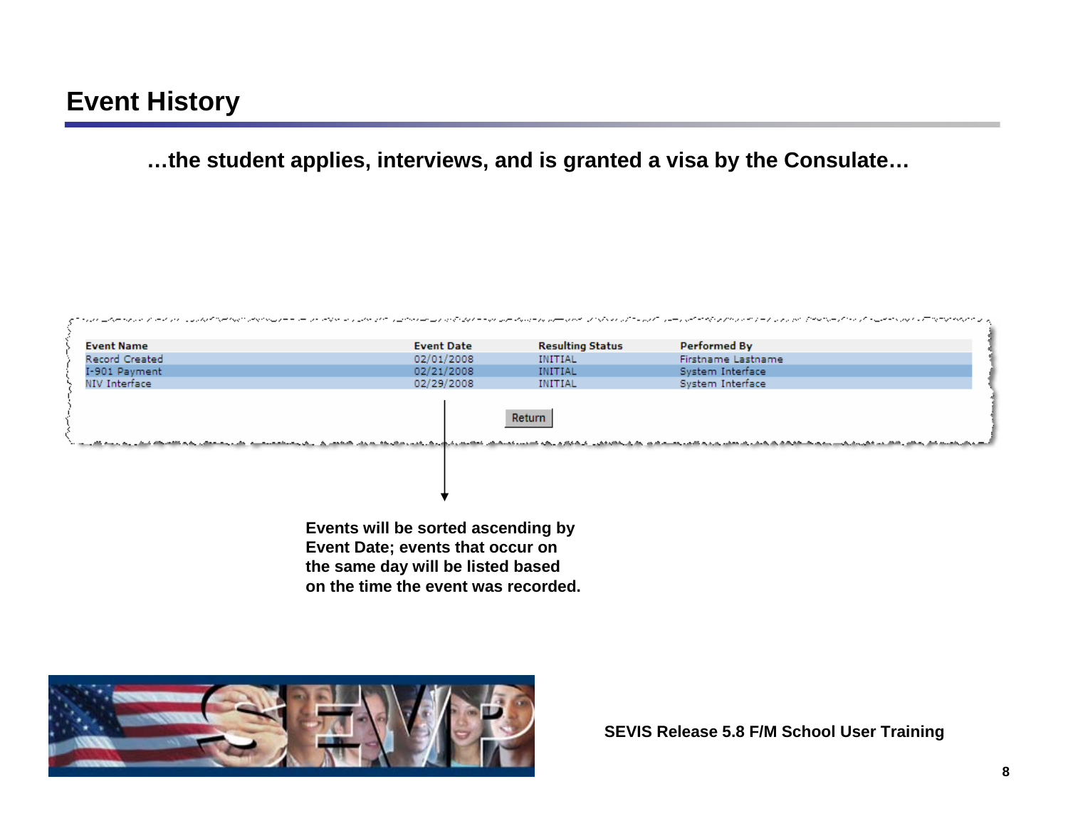# Event History

**…the student applies, interviews, and is granted a visa by the Consulate…**

| Event Name | Event Date | Resulting Status | Performed By |
|---|---|---|---|
| Record Created | 02/01/2008 | INITIAL | Firstname Lastname |
| I-901 Payment | 02/21/2008 | INITIAL | System Interface |
| NIV Interface | 02/29/2008 | INITIAL | System Interface |

Return

**Events will be sorted ascending by Event Date; events that occur on the same day will be listed based on the time the event was recorded.**

**SEVIS Release 5.8 F/M School User Training**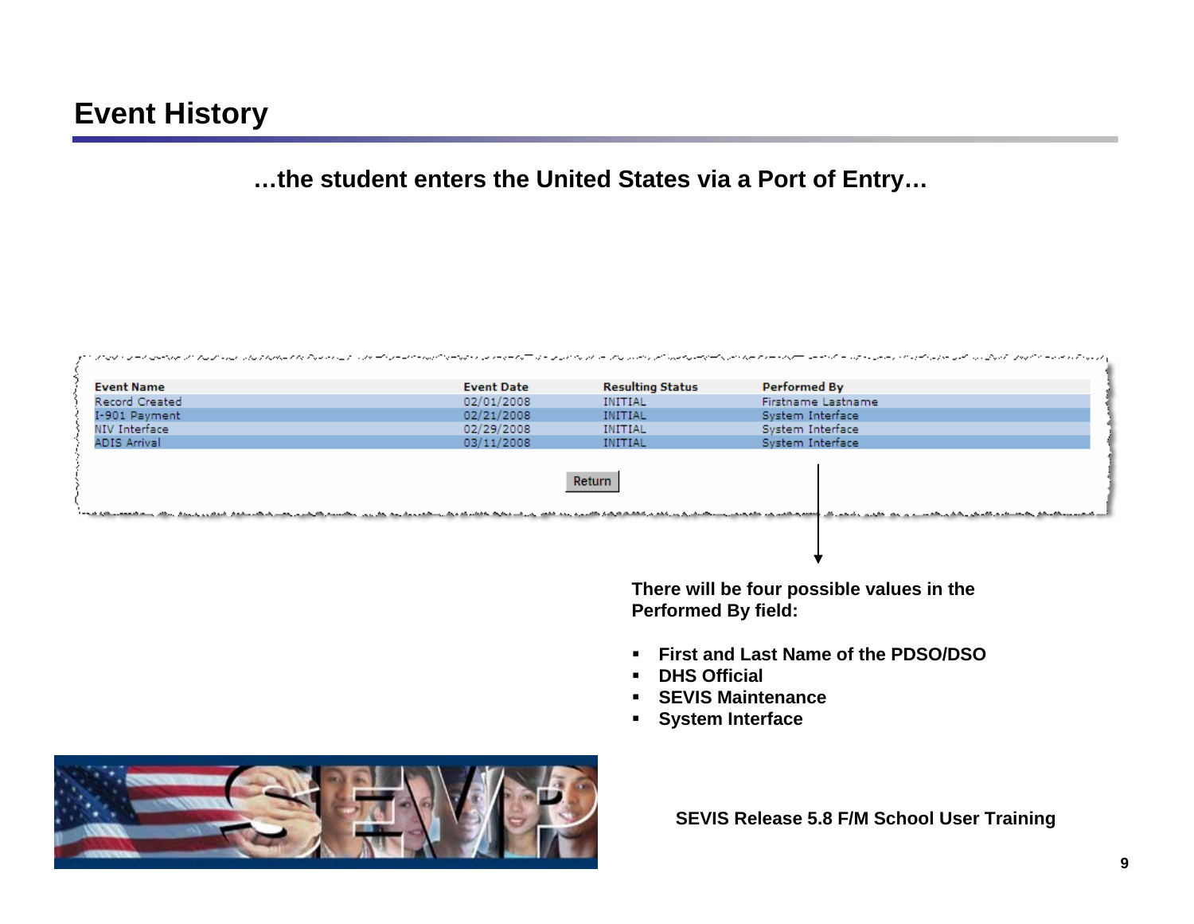# Event History

**…the student enters the United States via a Port of Entry…**

| Event Name | Event Date | Resulting Status | Performed By |
|---|---|---|---|
| Record Created | 02/01/2008 | INITIAL | Firstname Lastname |
| I-901 Payment | 02/21/2008 | INITIAL | System Interface |
| NIV Interface | 02/29/2008 | INITIAL | System Interface |
| ADIS Arrival | 03/11/2008 | INITIAL | System Interface |

Return

**There will be four possible values in the Performed By field:**

- **First and Last Name of the PDSO/DSO**
- **DHS Official**
- **SEVIS Maintenance**
- **System Interface**

**SEVIS Release 5.8 F/M School User Training**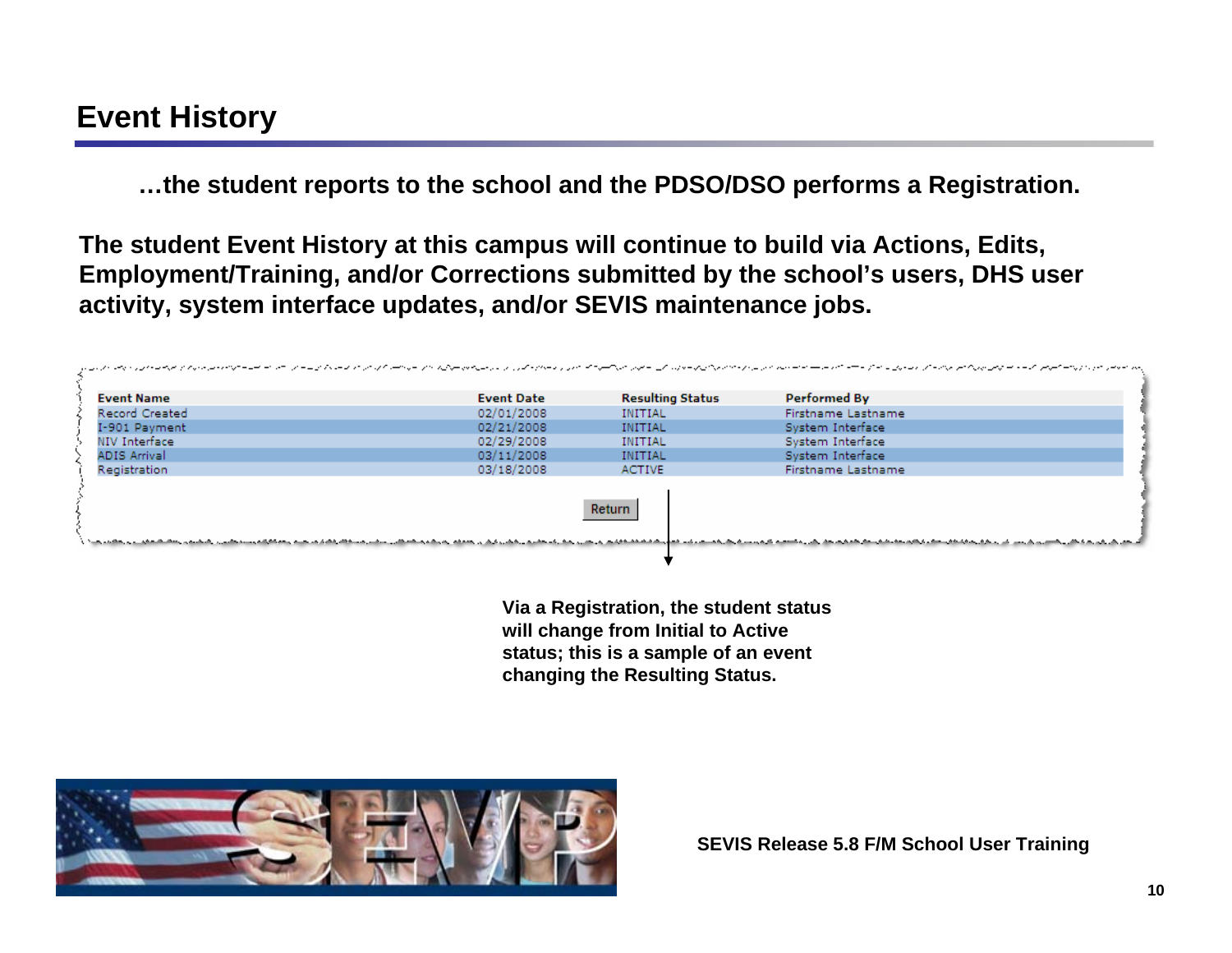# Event History

**…the student reports to the school and the PDSO/DSO performs a Registration.**

**The student Event History at this campus will continue to build via Actions, Edits, Employment/Training, and/or Corrections submitted by the school's users, DHS user activity, system interface updates, and/or SEVIS maintenance jobs.**

| Event Name | Event Date | Resulting Status | Performed By |
|---|---|---|---|
| Record Created | 02/01/2008 | INITIAL | Firstname Lastname |
| I-901 Payment | 02/21/2008 | INITIAL | System Interface |
| NIV Interface | 02/29/2008 | INITIAL | System Interface |
| ADIS Arrival | 03/11/2008 | INITIAL | System Interface |
| Registration | 03/18/2008 | ACTIVE | Firstname Lastname |

Return

**Via a Registration, the student status will change from Initial to Active status; this is a sample of an event changing the Resulting Status.**

**SEVIS Release 5.8 F/M School User Training**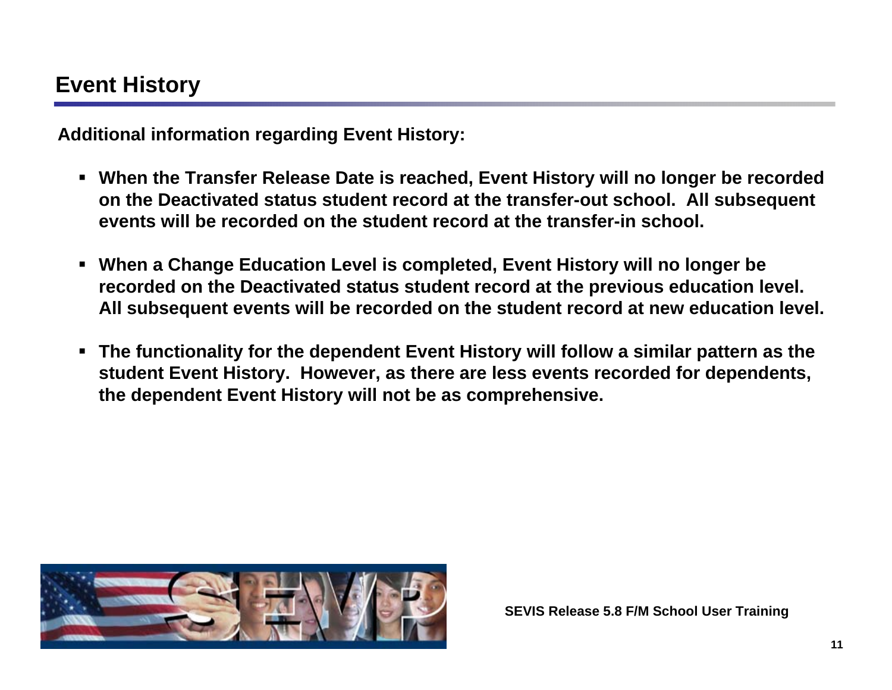# Event History

**Additional information regarding Event History:**

- **When the Transfer Release Date is reached, Event History will no longer be recorded on the Deactivated status student record at the transfer-out school. All subsequent events will be recorded on the student record at the transfer-in school.**

- **When a Change Education Level is completed, Event History will no longer be recorded on the Deactivated status student record at the previous education level. All subsequent events will be recorded on the student record at new education level.**

- **The functionality for the dependent Event History will follow a similar pattern as the student Event History. However, as there are less events recorded for dependents, the dependent Event History will not be as comprehensive.**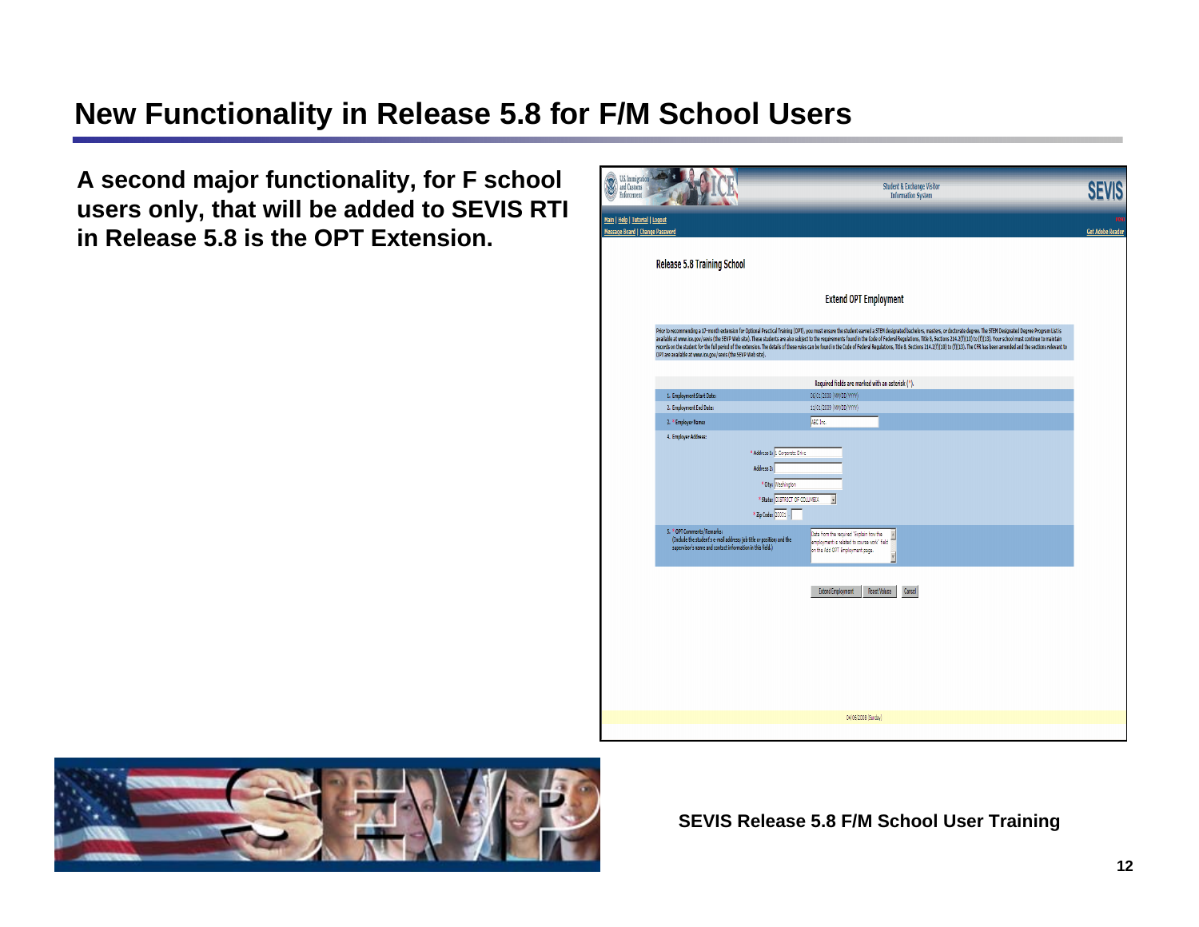# New Functionality in Release 5.8 for F/M School Users

**A second major functionality, for F school users only, that will be added to SEVIS RTI in Release 5.8 is the OPT Extension.**

**SEVIS Release 5.8 F/M School User Training**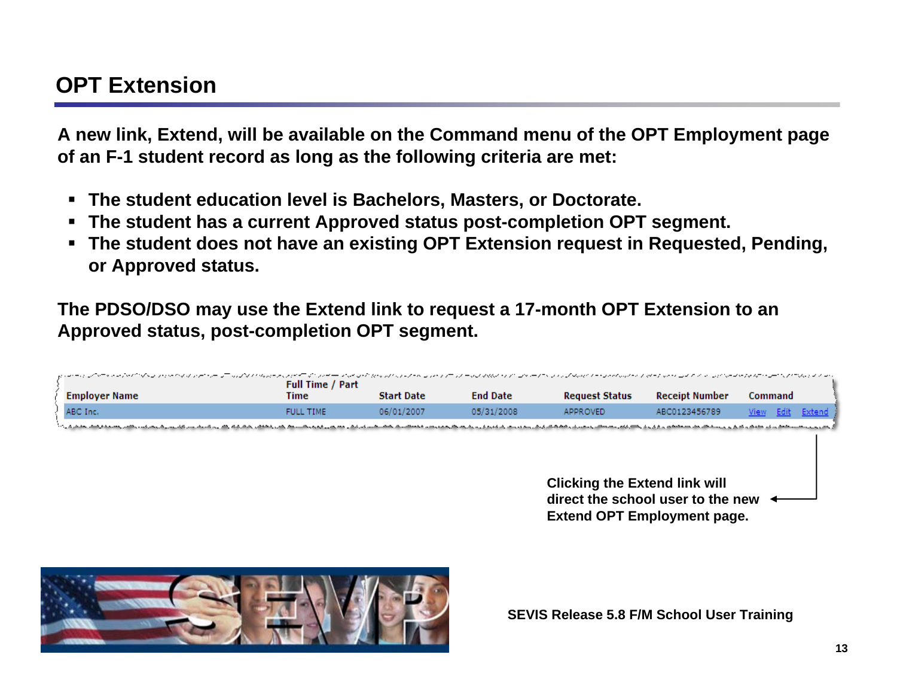# OPT Extension

**A new link, Extend, will be available on the Command menu of the OPT Employment page of an F-1 student record as long as the following criteria are met:**

- **The student education level is Bachelors, Masters, or Doctorate.**
- **The student has a current Approved status post-completion OPT segment.**
- **The student does not have an existing OPT Extension request in Requested, Pending, or Approved status.**

**The PDSO/DSO may use the Extend link to request a 17-month OPT Extension to an Approved status, post-completion OPT segment.**

| Employer Name | Full Time / Part Time | Start Date | End Date | Request Status | Receipt Number | Command |
|---|---|---|---|---|---|---|
| ABC Inc. | FULL TIME | 06/01/2007 | 05/31/2008 | APPROVED | ABC0123456789 | View Edit Extend |

**Clicking the Extend link will direct the school user to the new Extend OPT Employment page.**

**SEVIS Release 5.8 F/M School User Training**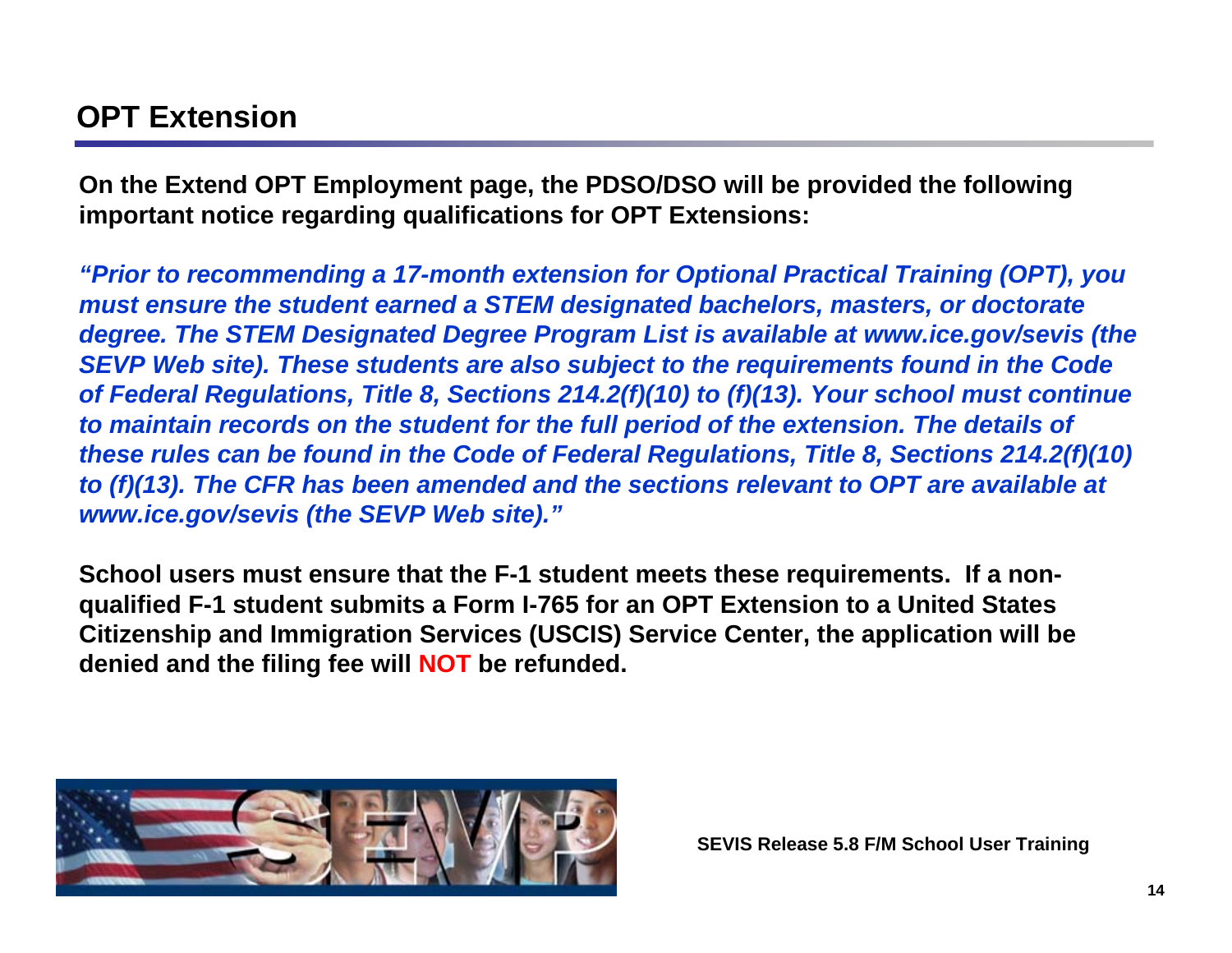# OPT Extension

**On the Extend OPT Employment page, the PDSO/DSO will be provided the following important notice regarding qualifications for OPT Extensions:**

***"Prior to recommending a 17-month extension for Optional Practical Training (OPT), you must ensure the student earned a STEM designated bachelors, masters, or doctorate degree. The STEM Designated Degree Program List is available at www.ice.gov/sevis (the SEVP Web site). These students are also subject to the requirements found in the Code of Federal Regulations, Title 8, Sections 214.2(f)(10) to (f)(13). Your school must continue to maintain records on the student for the full period of the extension. The details of these rules can be found in the Code of Federal Regulations, Title 8, Sections 214.2(f)(10) to (f)(13). The CFR has been amended and the sections relevant to OPT are available at www.ice.gov/sevis (the SEVP Web site)."***

**School users must ensure that the F-1 student meets these requirements. If a non-qualified F-1 student submits a Form I-765 for an OPT Extension to a United States Citizenship and Immigration Services (USCIS) Service Center, the application will be denied and the filing fee will NOT be refunded.**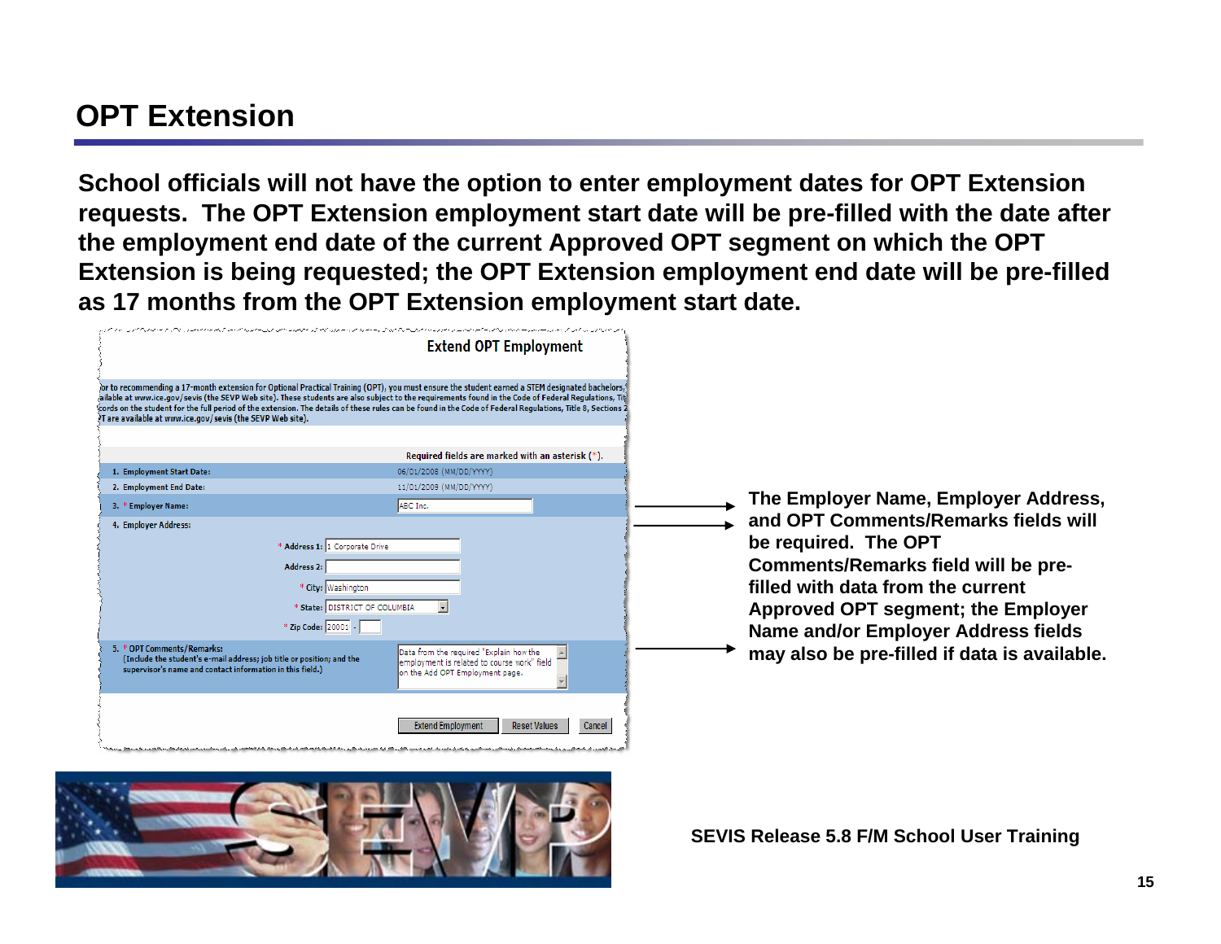# OPT Extension

**School officials will not have the option to enter employment dates for OPT Extension requests. The OPT Extension employment start date will be pre-filled with the date after the employment end date of the current Approved OPT segment on which the OPT Extension is being requested; the OPT Extension employment end date will be pre-filled as 17 months from the OPT Extension employment start date.**

**Extend OPT Employment**

...or to recommending a 17-month extension for Optional Practical Training (OPT), you must ensure the student earned a STEM designated bachelors... ...ailable at www.ice.gov/sevis (the SEVP Web site). These students are also subject to the requirements found in the Code of Federal Regulations, Tit... ...cords on the student for the full period of the extension. The details of these rules can be found in the Code of Federal Regulations, Title 8, Sections 2... ...T are available at www.ice.gov/sevis (the SEVP Web site).

Required fields are marked with an asterisk (*).

1. Employment Start Date: 06/01/2008 (MM/DD/YYYY)
2. Employment End Date: 11/01/2009 (MM/DD/YYYY)
3. * Employer Name: ABC Inc.
4. Employer Address:
   - * Address 1: 1 Corporate Drive
   - Address 2:
   - * City: Washington
   - * State: DISTRICT OF COLUMBIA
   - * Zip Code: 20001 -
5. * OPT Comments/Remarks: (Include the student's e-mail address; job title or position; and the supervisor's name and contact information in this field.) — Data from the required 'Explain how the employment is related to course work' field on the Add OPT Employment page.

Extend Employment | Reset Values | Cancel

**The Employer Name, Employer Address, and OPT Comments/Remarks fields will be required. The OPT Comments/Remarks field will be pre-filled with data from the current Approved OPT segment; the Employer Name and/or Employer Address fields may also be pre-filled if data is available.**

**SEVIS Release 5.8 F/M School User Training**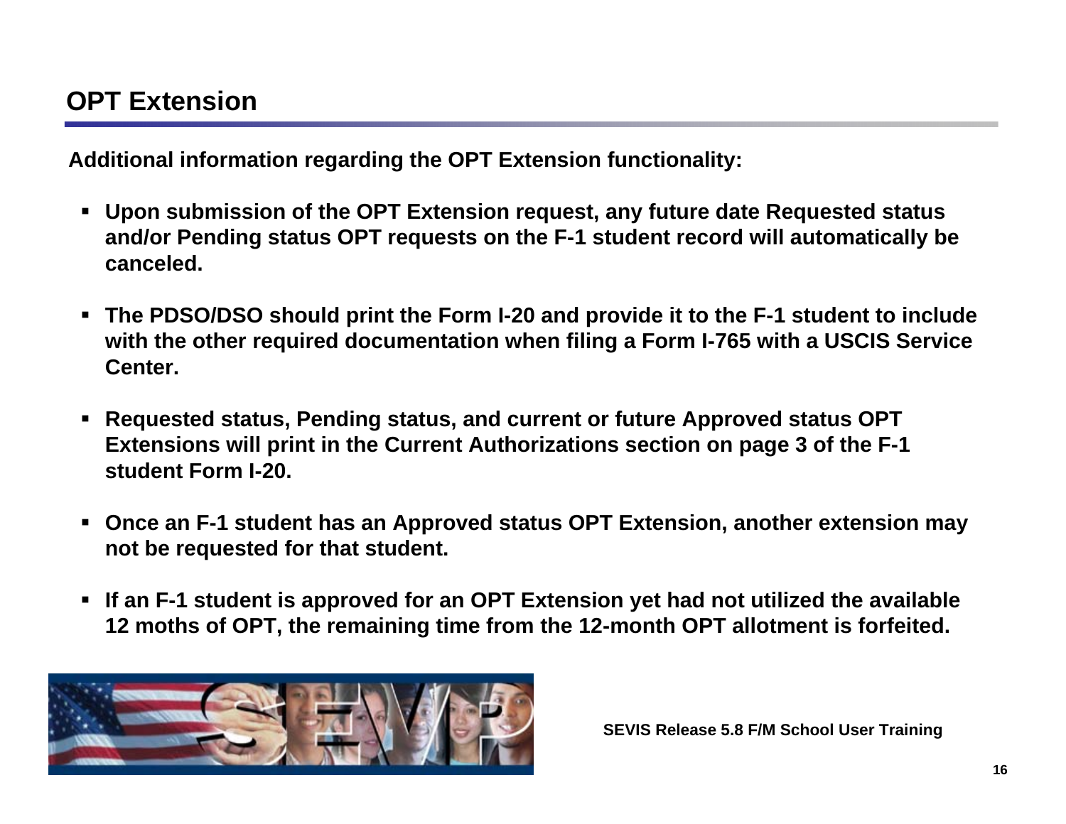# OPT Extension

**Additional information regarding the OPT Extension functionality:**

- **Upon submission of the OPT Extension request, any future date Requested status and/or Pending status OPT requests on the F-1 student record will automatically be canceled.**
- **The PDSO/DSO should print the Form I-20 and provide it to the F-1 student to include with the other required documentation when filing a Form I-765 with a USCIS Service Center.**
- **Requested status, Pending status, and current or future Approved status OPT Extensions will print in the Current Authorizations section on page 3 of the F-1 student Form I-20.**
- **Once an F-1 student has an Approved status OPT Extension, another extension may not be requested for that student.**
- **If an F-1 student is approved for an OPT Extension yet had not utilized the available 12 moths of OPT, the remaining time from the 12-month OPT allotment is forfeited.**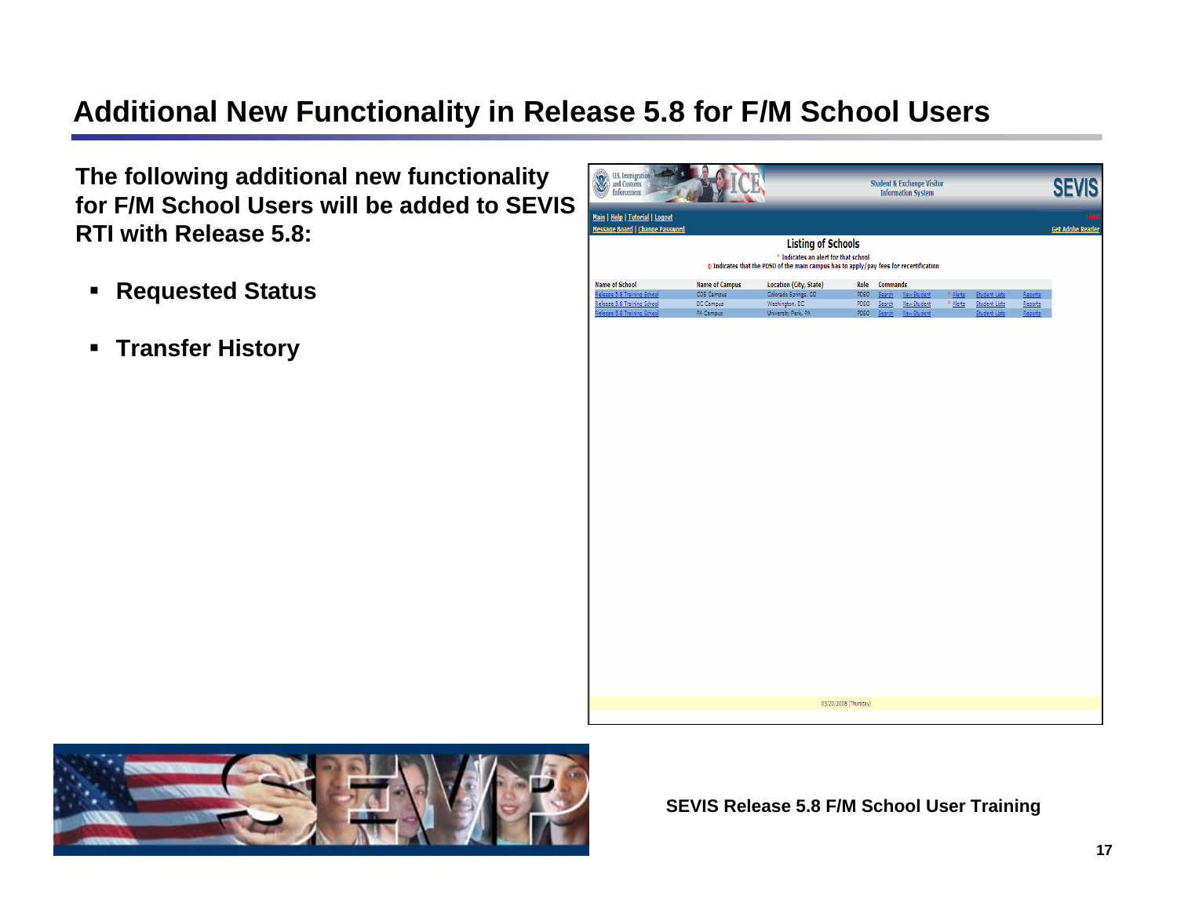# Additional New Functionality in Release 5.8 for F/M School Users

**The following additional new functionality for F/M School Users will be added to SEVIS RTI with Release 5.8:**

- **Requested Status**
- **Transfer History**

**SEVIS Release 5.8 F/M School User Training**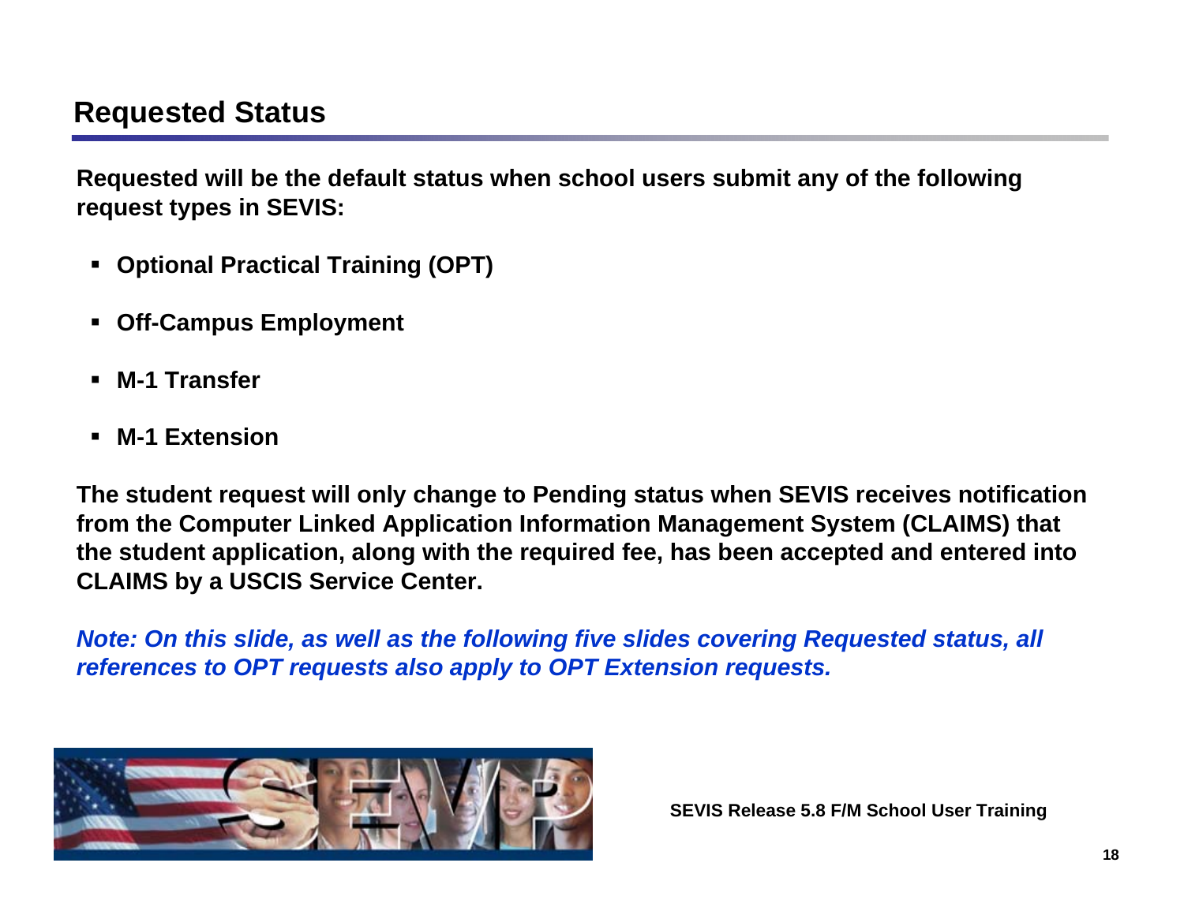## Requested Status

**Requested will be the default status when school users submit any of the following request types in SEVIS:**

- **Optional Practical Training (OPT)**
- **Off-Campus Employment**
- **M-1 Transfer**
- **M-1 Extension**

**The student request will only change to Pending status when SEVIS receives notification from the Computer Linked Application Information Management System (CLAIMS) that the student application, along with the required fee, has been accepted and entered into CLAIMS by a USCIS Service Center.**

***Note: On this slide, as well as the following five slides covering Requested status, all references to OPT requests also apply to OPT Extension requests.***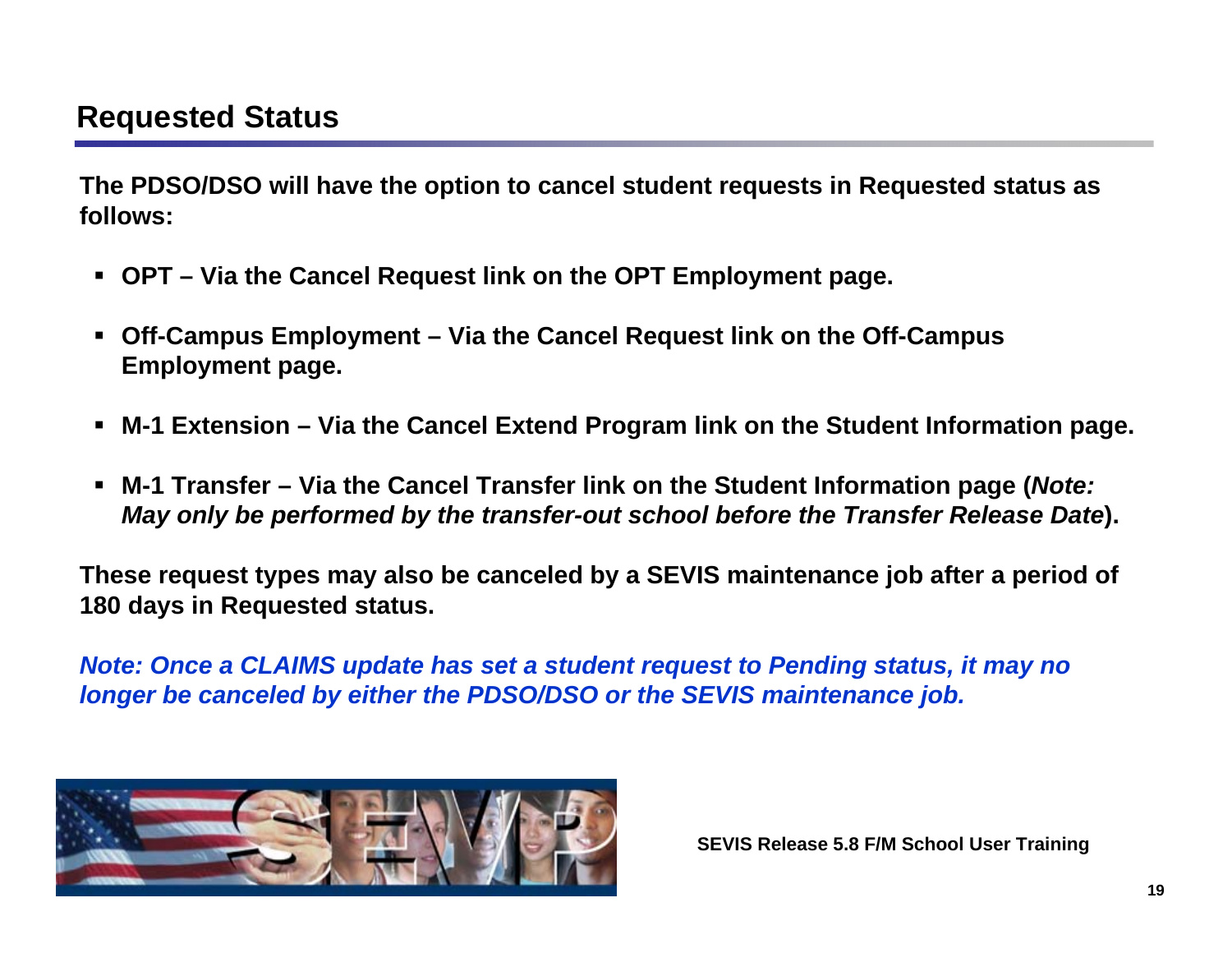## Requested Status

**The PDSO/DSO will have the option to cancel student requests in Requested status as follows:**

- **OPT – Via the Cancel Request link on the OPT Employment page.**
- **Off-Campus Employment – Via the Cancel Request link on the Off-Campus Employment page.**
- **M-1 Extension – Via the Cancel Extend Program link on the Student Information page.**
- **M-1 Transfer – Via the Cancel Transfer link on the Student Information page (*Note: May only be performed by the transfer-out school before the Transfer Release Date*).**

**These request types may also be canceled by a SEVIS maintenance job after a period of 180 days in Requested status.**

***Note: Once a CLAIMS update has set a student request to Pending status, it may no longer be canceled by either the PDSO/DSO or the SEVIS maintenance job.***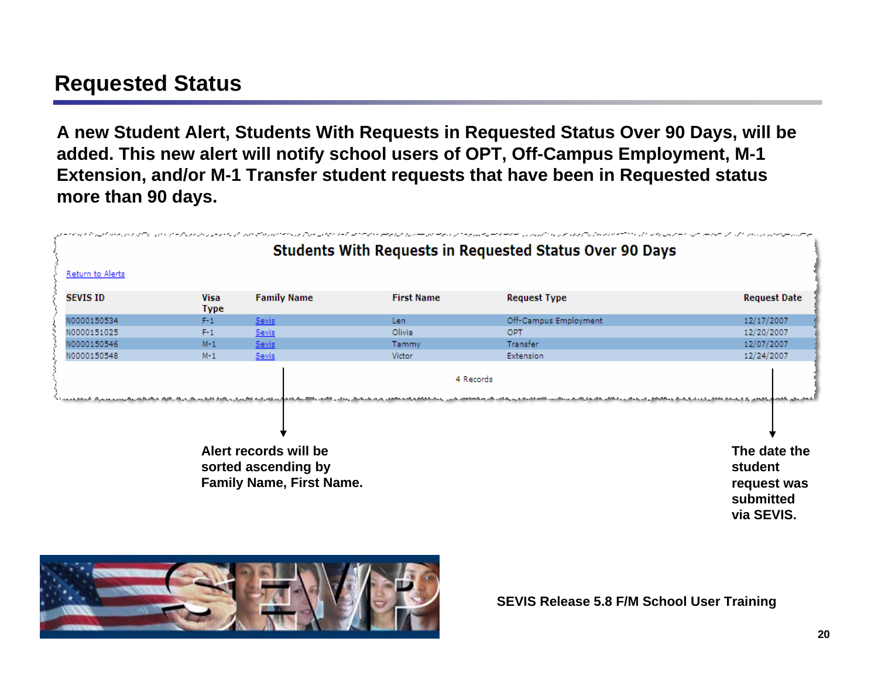## Requested Status

**A new Student Alert, Students With Requests in Requested Status Over 90 Days, will be added. This new alert will notify school users of OPT, Off-Campus Employment, M-1 Extension, and/or M-1 Transfer student requests that have been in Requested status more than 90 days.**

### Students With Requests in Requested Status Over 90 Days

Return to Alerts

| SEVIS ID | Visa Type | Family Name | First Name | Request Type | Request Date |
|---|---|---|---|---|---|
| N0000150534 | F-1 | Sevis | Len | Off-Campus Employment | 12/17/2007 |
| N0000151025 | F-1 | Sevis | Olivia | OPT | 12/20/2007 |
| N0000150546 | M-1 | Sevis | Tammy | Transfer | 12/07/2007 |
| N0000150548 | M-1 | Sevis | Victor | Extension | 12/24/2007 |

4 Records

**Alert records will be sorted ascending by Family Name, First Name.**

**The date the student request was submitted via SEVIS.**

**SEVIS Release 5.8 F/M School User Training**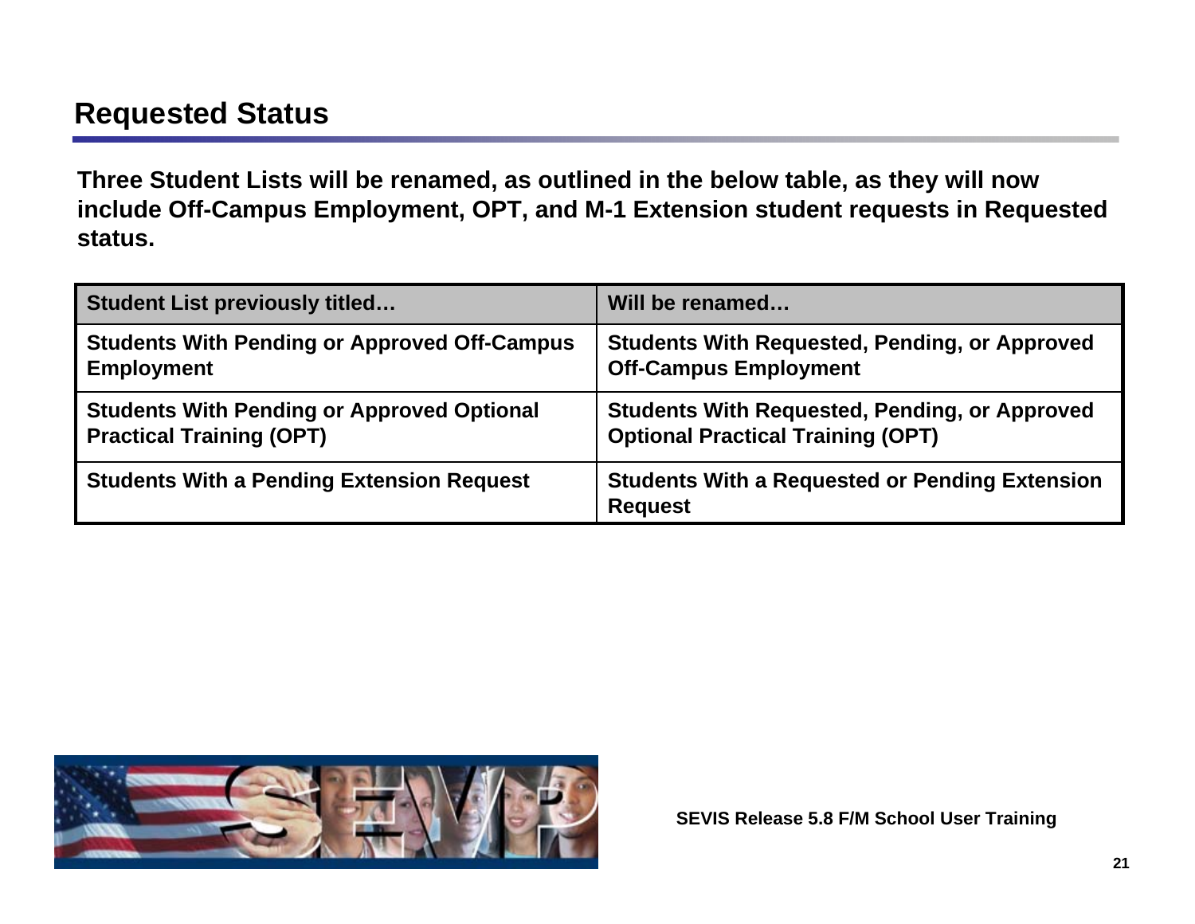## Requested Status

**Three Student Lists will be renamed, as outlined in the below table, as they will now include Off-Campus Employment, OPT, and M-1 Extension student requests in Requested status.**

| Student List previously titled… | Will be renamed… |
| --- | --- |
| Students With Pending or Approved Off-Campus Employment | Students With Requested, Pending, or Approved Off-Campus Employment |
| Students With Pending or Approved Optional Practical Training (OPT) | Students With Requested, Pending, or Approved Optional Practical Training (OPT) |
| Students With a Pending Extension Request | Students With a Requested or Pending Extension Request |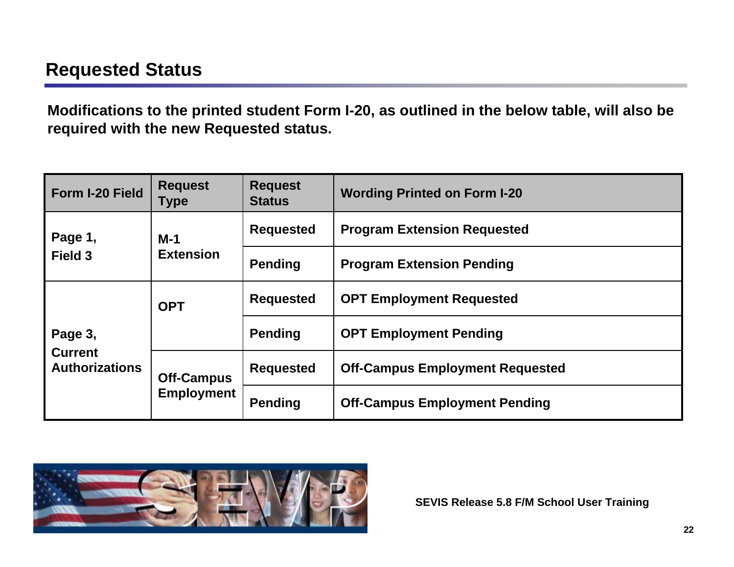## Requested Status

**Modifications to the printed student Form I-20, as outlined in the below table, will also be required with the new Requested status.**

| Form I-20 Field | Request Type | Request Status | Wording Printed on Form I-20 |
|---|---|---|---|
| Page 1, Field 3 | M-1 Extension | Requested | Program Extension Requested |
| | | Pending | Program Extension Pending |
| Page 3, Current Authorizations | OPT | Requested | OPT Employment Requested |
| | | Pending | OPT Employment Pending |
| | Off-Campus Employment | Requested | Off-Campus Employment Requested |
| | | Pending | Off-Campus Employment Pending |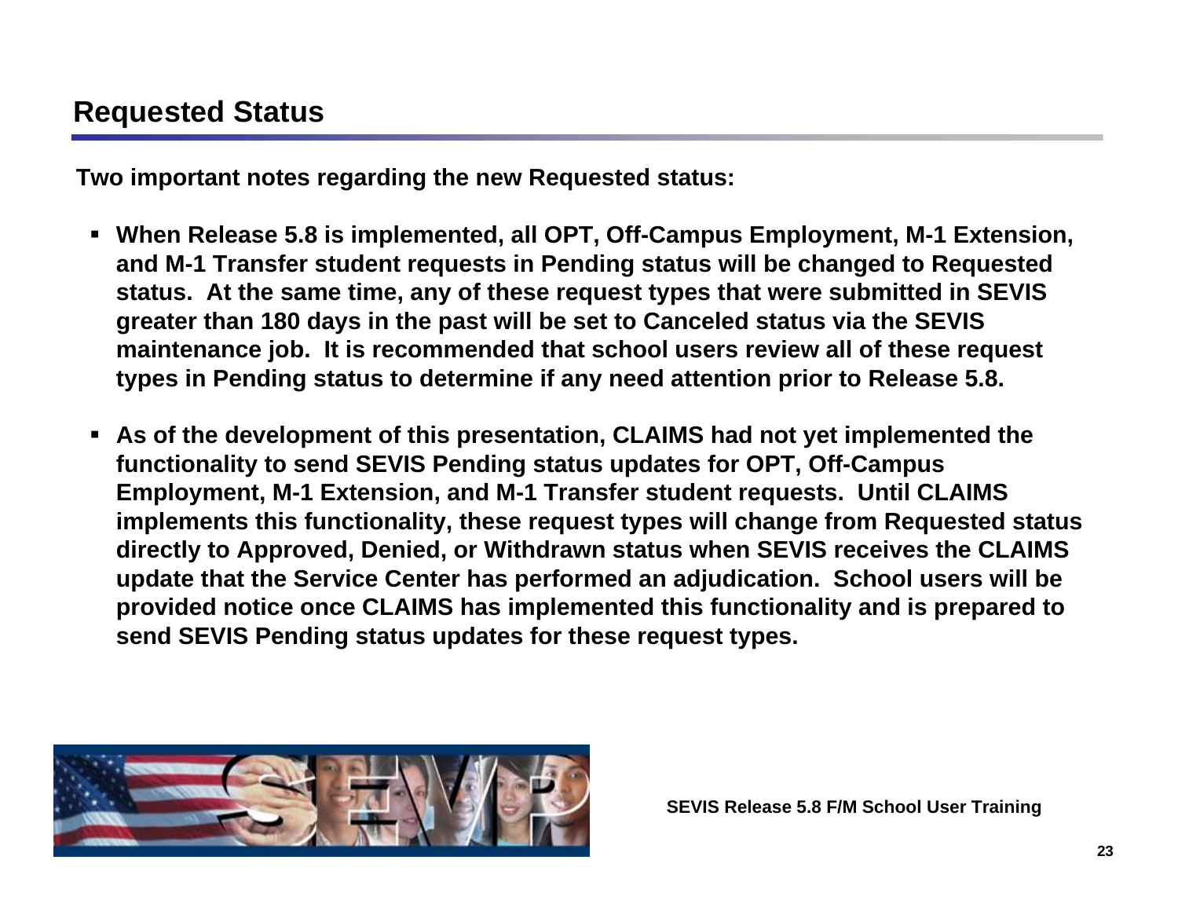## Requested Status

**Two important notes regarding the new Requested status:**

- **When Release 5.8 is implemented, all OPT, Off-Campus Employment, M-1 Extension, and M-1 Transfer student requests in Pending status will be changed to Requested status. At the same time, any of these request types that were submitted in SEVIS greater than 180 days in the past will be set to Canceled status via the SEVIS maintenance job. It is recommended that school users review all of these request types in Pending status to determine if any need attention prior to Release 5.8.**
- **As of the development of this presentation, CLAIMS had not yet implemented the functionality to send SEVIS Pending status updates for OPT, Off-Campus Employment, M-1 Extension, and M-1 Transfer student requests. Until CLAIMS implements this functionality, these request types will change from Requested status directly to Approved, Denied, or Withdrawn status when SEVIS receives the CLAIMS update that the Service Center has performed an adjudication. School users will be provided notice once CLAIMS has implemented this functionality and is prepared to send SEVIS Pending status updates for these request types.**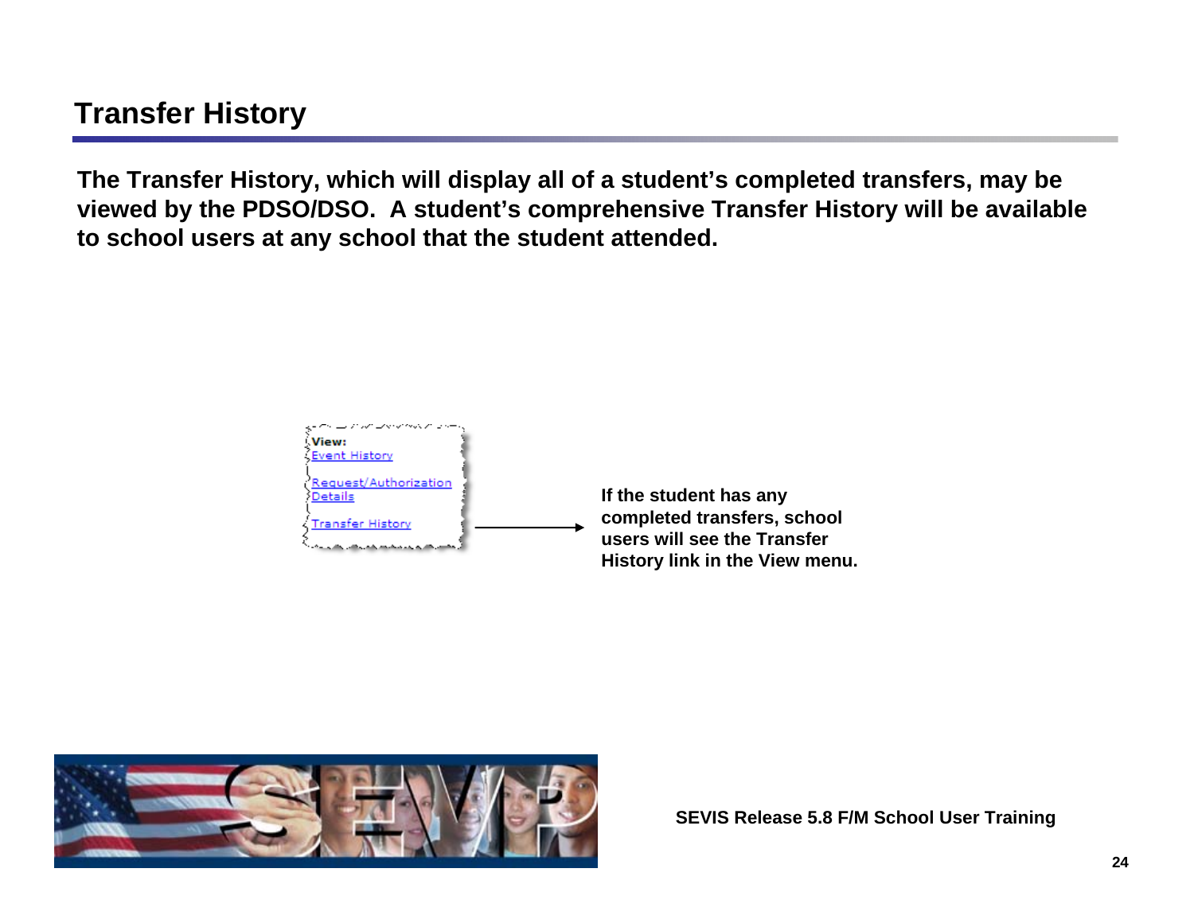# Transfer History

**The Transfer History, which will display all of a student's completed transfers, may be viewed by the PDSO/DSO. A student's comprehensive Transfer History will be available to school users at any school that the student attended.**

**View:**
Event History

Request/Authorization Details

Transfer History

**If the student has any completed transfers, school users will see the Transfer History link in the View menu.**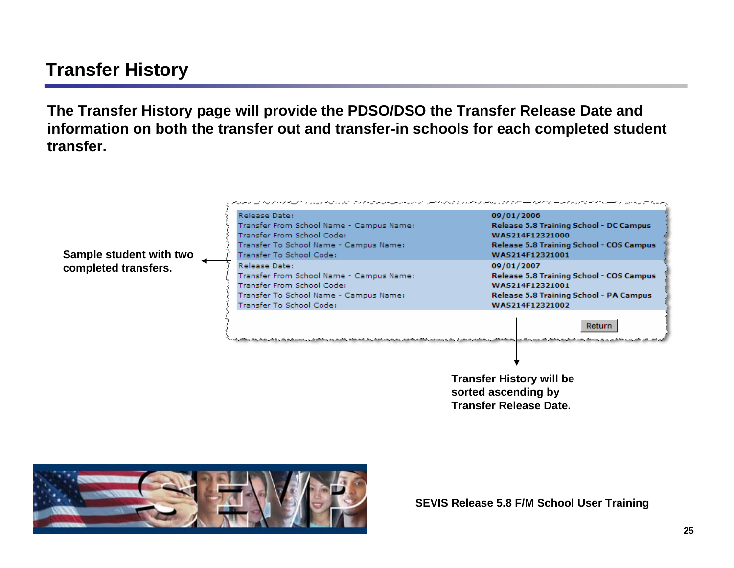# Transfer History

**The Transfer History page will provide the PDSO/DSO the Transfer Release Date and information on both the transfer out and transfer-in schools for each completed student transfer.**

**Sample student with two completed transfers.**

| | |
|---|---|
| Release Date: | 09/01/2006 |
| Transfer From School Name - Campus Name: | Release 5.8 Training School - DC Campus |
| Transfer From School Code: | WAS214F12321000 |
| Transfer To School Name - Campus Name: | Release 5.8 Training School - COS Campus |
| Transfer To School Code: | WAS214F12321001 |
| Release Date: | 09/01/2007 |
| Transfer From School Name - Campus Name: | Release 5.8 Training School - COS Campus |
| Transfer From School Code: | WAS214F12321001 |
| Transfer To School Name - Campus Name: | Release 5.8 Training School - PA Campus |
| Transfer To School Code: | WAS214F12321002 |

Return

**Transfer History will be sorted ascending by Transfer Release Date.**

**SEVIS Release 5.8 F/M School User Training**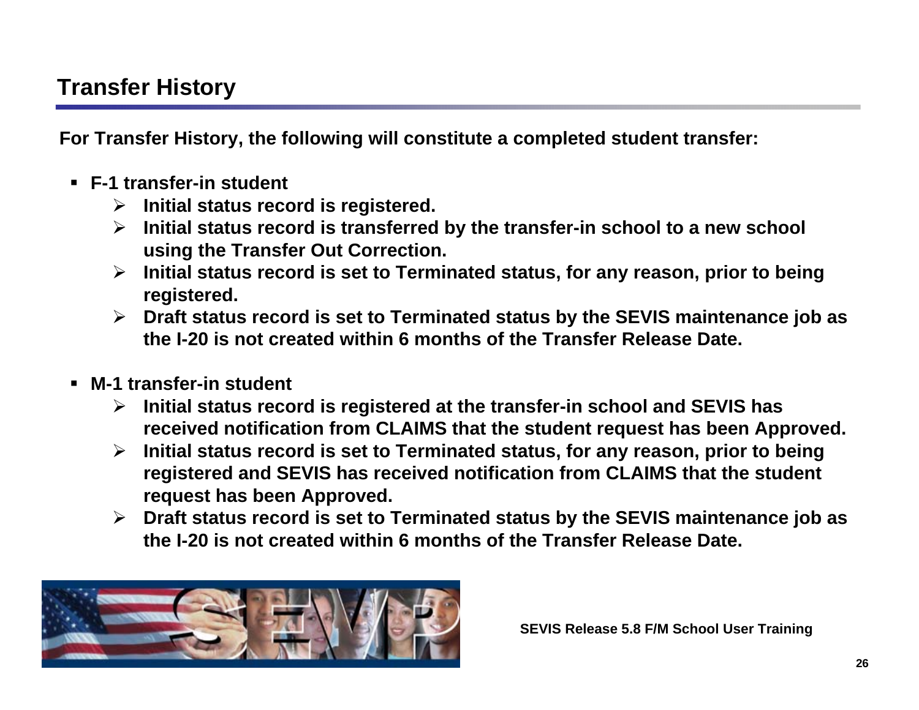# Transfer History

**For Transfer History, the following will constitute a completed student transfer:**

- **F-1 transfer-in student**
  - **Initial status record is registered.**
  - **Initial status record is transferred by the transfer-in school to a new school using the Transfer Out Correction.**
  - **Initial status record is set to Terminated status, for any reason, prior to being registered.**
  - **Draft status record is set to Terminated status by the SEVIS maintenance job as the I-20 is not created within 6 months of the Transfer Release Date.**

- **M-1 transfer-in student**
  - **Initial status record is registered at the transfer-in school and SEVIS has received notification from CLAIMS that the student request has been Approved.**
  - **Initial status record is set to Terminated status, for any reason, prior to being registered and SEVIS has received notification from CLAIMS that the student request has been Approved.**
  - **Draft status record is set to Terminated status by the SEVIS maintenance job as the I-20 is not created within 6 months of the Transfer Release Date.**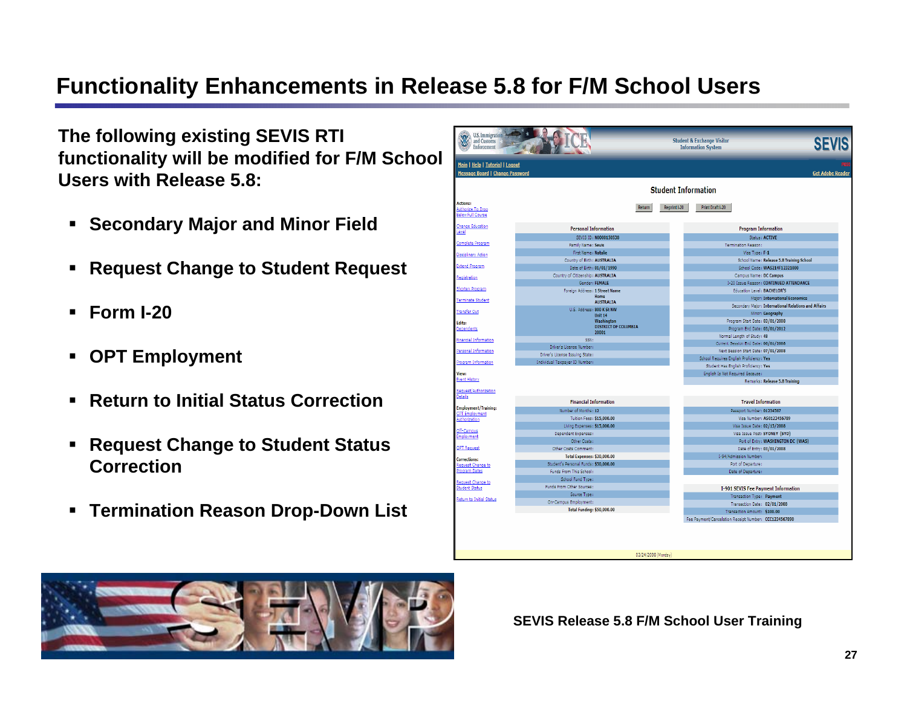# Functionality Enhancements in Release 5.8 for F/M School Users

**The following existing SEVIS RTI functionality will be modified for F/M School Users with Release 5.8:**

- **Secondary Major and Minor Field**
- **Request Change to Student Request**
- **Form I-20**
- **OPT Employment**
- **Return to Initial Status Correction**
- **Request Change to Student Status Correction**
- **Termination Reason Drop-Down List**

**SEVIS Release 5.8 F/M School User Training**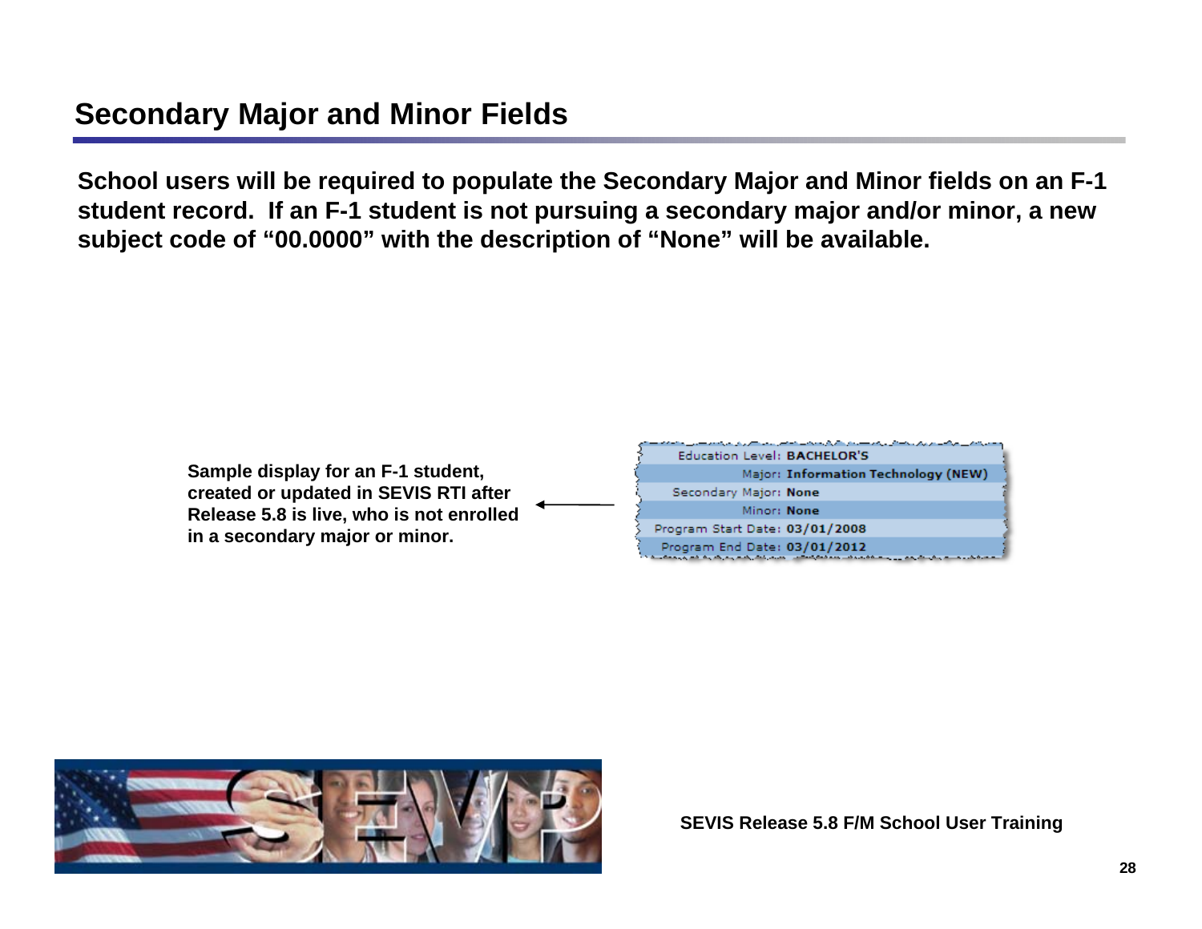## Secondary Major and Minor Fields

**School users will be required to populate the Secondary Major and Minor fields on an F-1 student record. If an F-1 student is not pursuing a secondary major and/or minor, a new subject code of "00.0000" with the description of "None" will be available.**

**Sample display for an F-1 student, created or updated in SEVIS RTI after Release 5.8 is live, who is not enrolled in a secondary major or minor.**

| | |
|---|---|
| Education Level: | **BACHELOR'S** |
| Major: | **Information Technology (NEW)** |
| Secondary Major: | **None** |
| Minor: | **None** |
| Program Start Date: | **03/01/2008** |
| Program End Date: | **03/01/2012** |

**SEVIS Release 5.8 F/M School User Training**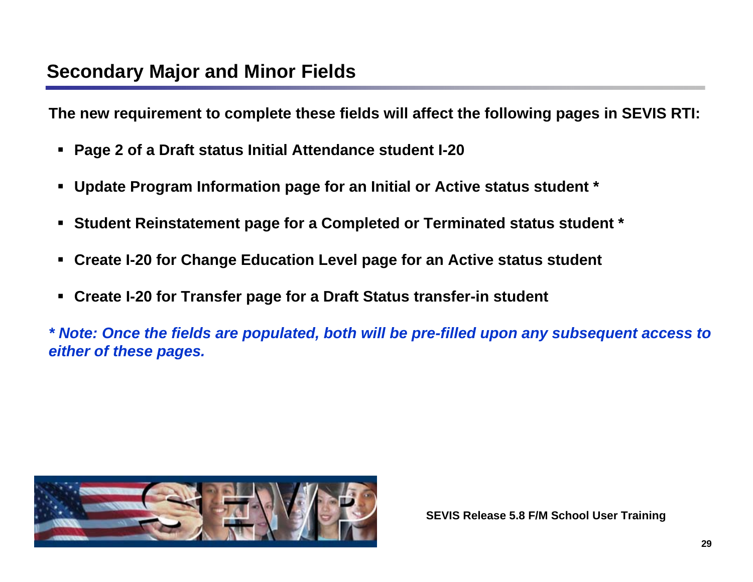## Secondary Major and Minor Fields

**The new requirement to complete these fields will affect the following pages in SEVIS RTI:**

- **Page 2 of a Draft status Initial Attendance student I-20**
- **Update Program Information page for an Initial or Active status student ***
- **Student Reinstatement page for a Completed or Terminated status student ***
- **Create I-20 for Change Education Level page for an Active status student**
- **Create I-20 for Transfer page for a Draft Status transfer-in student**

***\* Note: Once the fields are populated, both will be pre-filled upon any subsequent access to either of these pages.***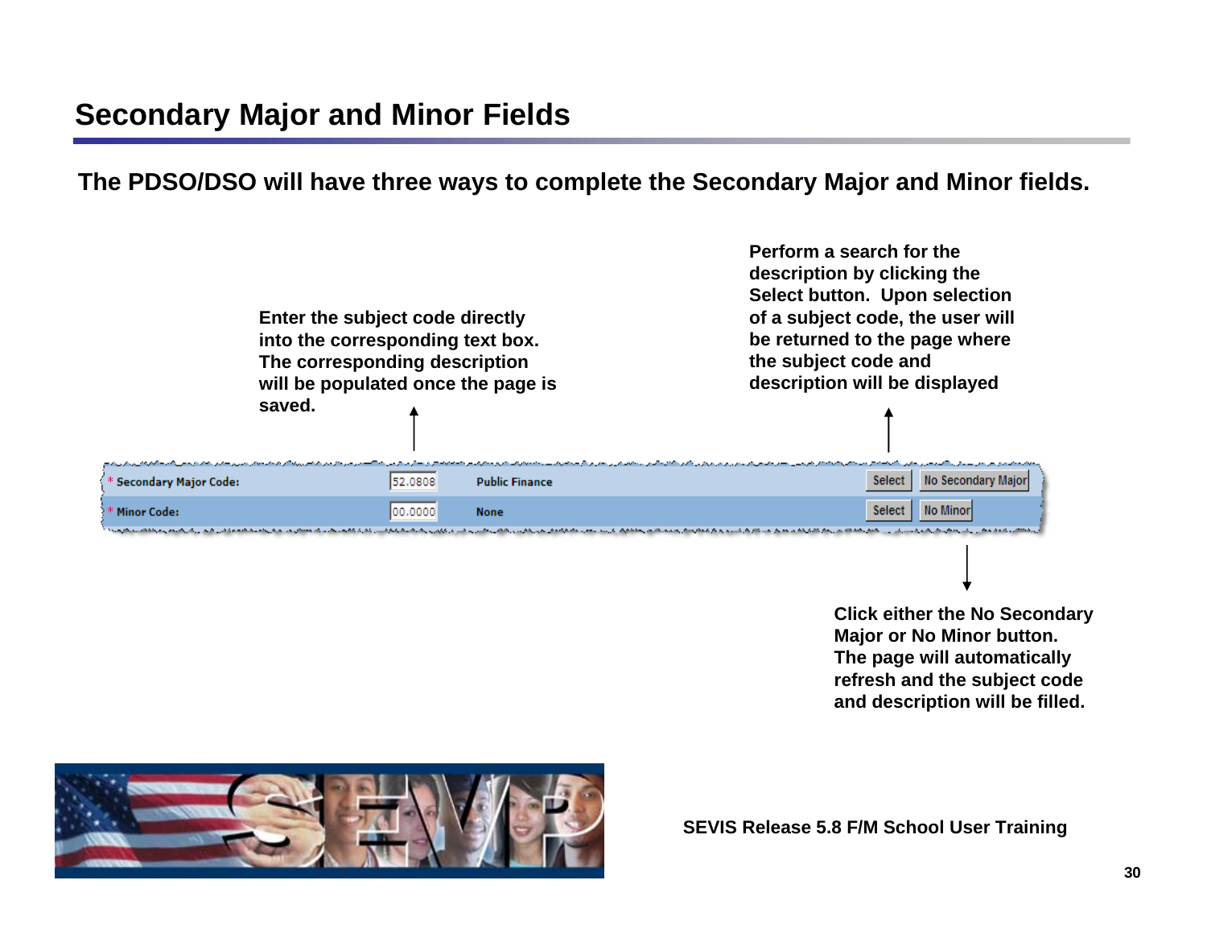# Secondary Major and Minor Fields

**The PDSO/DSO will have three ways to complete the Secondary Major and Minor fields.**

**Enter the subject code directly into the corresponding text box. The corresponding description will be populated once the page is saved.**

**Perform a search for the description by clicking the Select button. Upon selection of a subject code, the user will be returned to the page where the subject code and description will be displayed**

| * Secondary Major Code: | 52.0808 | Public Finance | Select | No Secondary Major |
|---|---|---|---|---|
| * Minor Code: | 00.0000 | None | Select | No Minor |

**Click either the No Secondary Major or No Minor button. The page will automatically refresh and the subject code and description will be filled.**

SEVIS Release 5.8 F/M School User Training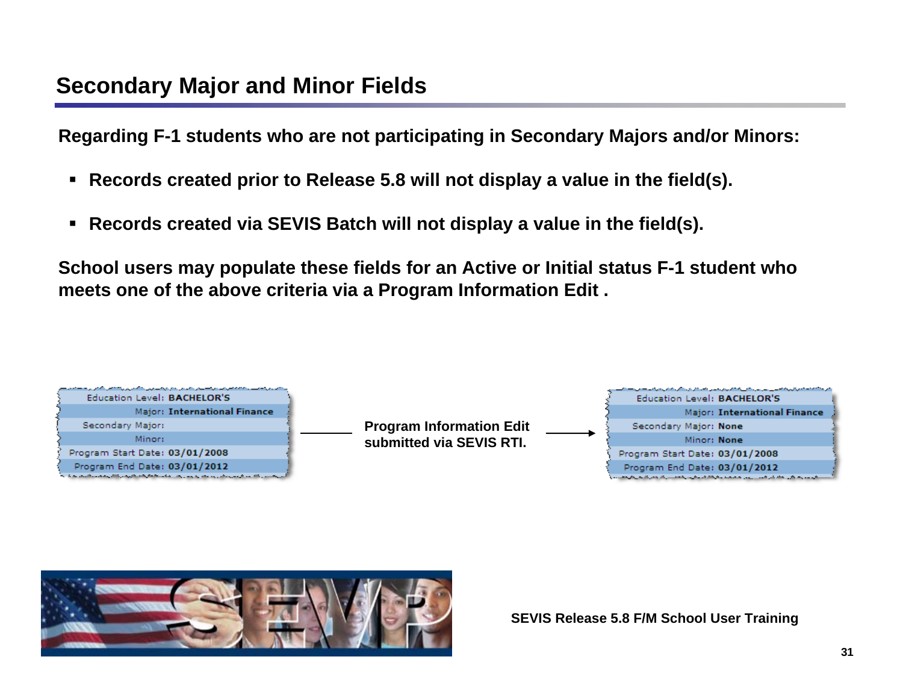## Secondary Major and Minor Fields

**Regarding F-1 students who are not participating in Secondary Majors and/or Minors:**

- **Records created prior to Release 5.8 will not display a value in the field(s).**
- **Records created via SEVIS Batch will not display a value in the field(s).**

**School users may populate these fields for an Active or Initial status F-1 student who meets one of the above criteria via a Program Information Edit .**

| Field | Value |
| --- | --- |
| Education Level: | BACHELOR'S |
| Major: | International Finance |
| Secondary Major: | |
| Minor: | |
| Program Start Date: | 03/01/2008 |
| Program End Date: | 03/01/2012 |

**Program Information Edit submitted via SEVIS RTI.** →

| Field | Value |
| --- | --- |
| Education Level: | BACHELOR'S |
| Major: | International Finance |
| Secondary Major: | None |
| Minor: | None |
| Program Start Date: | 03/01/2008 |
| Program End Date: | 03/01/2012 |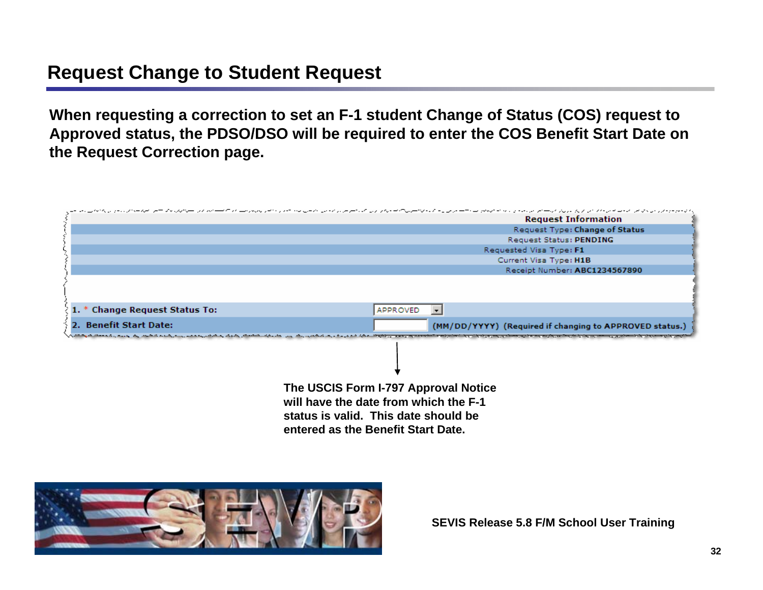# Request Change to Student Request

**When requesting a correction to set an F-1 student Change of Status (COS) request to Approved status, the PDSO/DSO will be required to enter the COS Benefit Start Date on the Request Correction page.**

| Request Information | |
|---|---|
| Request Type: | **Change of Status** |
| Request Status: | **PENDING** |
| Requested Visa Type: | **F1** |
| Current Visa Type: | **H1B** |
| Receipt Number: | **ABC1234567890** |

| | |
|---|---|
| **1. * Change Request Status To:** | APPROVED |
| **2. Benefit Start Date:** | **(MM/DD/YYYY) (Required if changing to APPROVED status.)** |

**The USCIS Form I-797 Approval Notice will have the date from which the F-1 status is valid. This date should be entered as the Benefit Start Date.**

**SEVIS Release 5.8 F/M School User Training**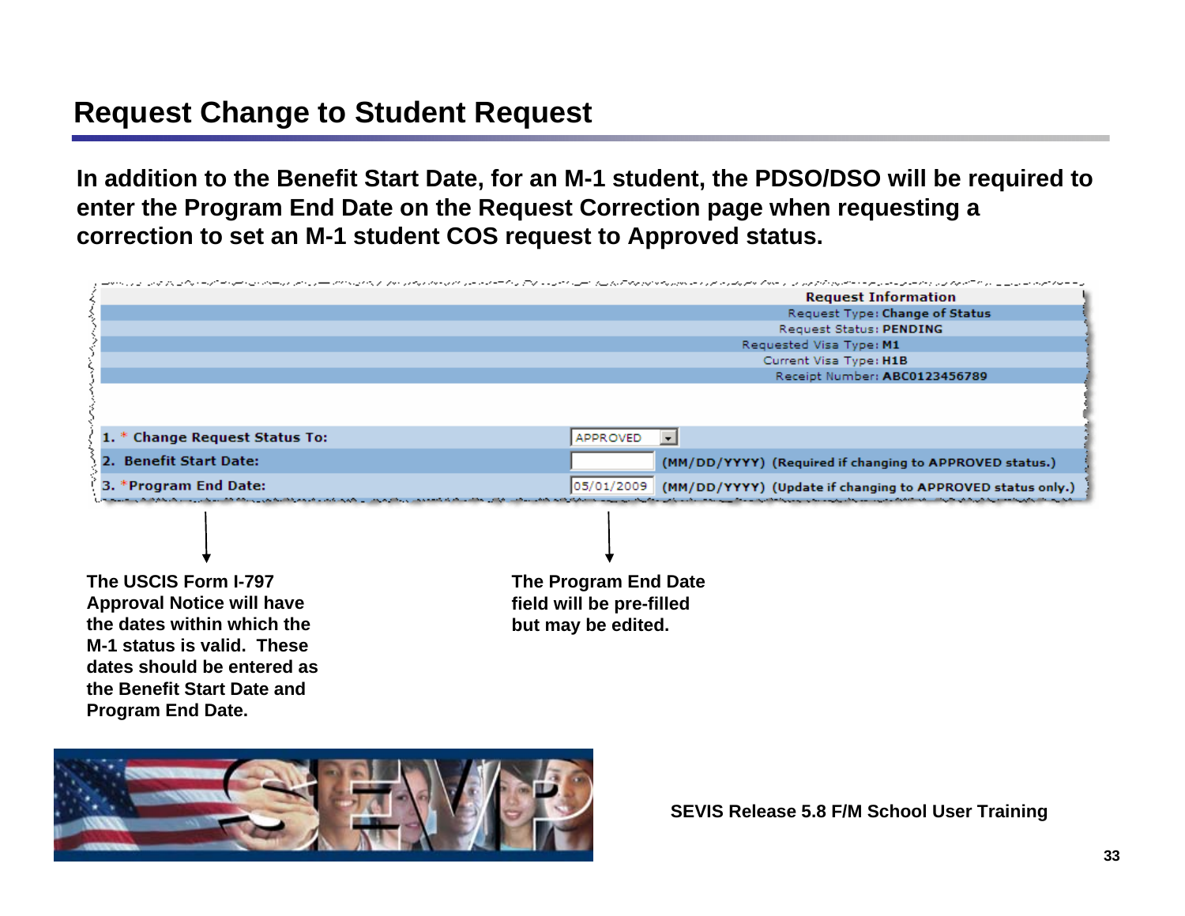# Request Change to Student Request

**In addition to the Benefit Start Date, for an M-1 student, the PDSO/DSO will be required to enter the Program End Date on the Request Correction page when requesting a correction to set an M-1 student COS request to Approved status.**

| Request Information | |
|---|---|
| Request Type: | **Change of Status** |
| Request Status: | **PENDING** |
| Requested Visa Type: | **M1** |
| Current Visa Type: | **H1B** |
| Receipt Number: | **ABC0123456789** |

| Field | Value |
|---|---|
| 1. * Change Request Status To: | APPROVED |
| 2. Benefit Start Date: | (MM/DD/YYYY) (Required if changing to APPROVED status.) |
| 3. *Program End Date: | 05/01/2009 (MM/DD/YYYY) (Update if changing to APPROVED status only.) |

**The USCIS Form I-797 Approval Notice will have the dates within which the M-1 status is valid. These dates should be entered as the Benefit Start Date and Program End Date.**

**The Program End Date field will be pre-filled but may be edited.**

**SEVIS Release 5.8 F/M School User Training**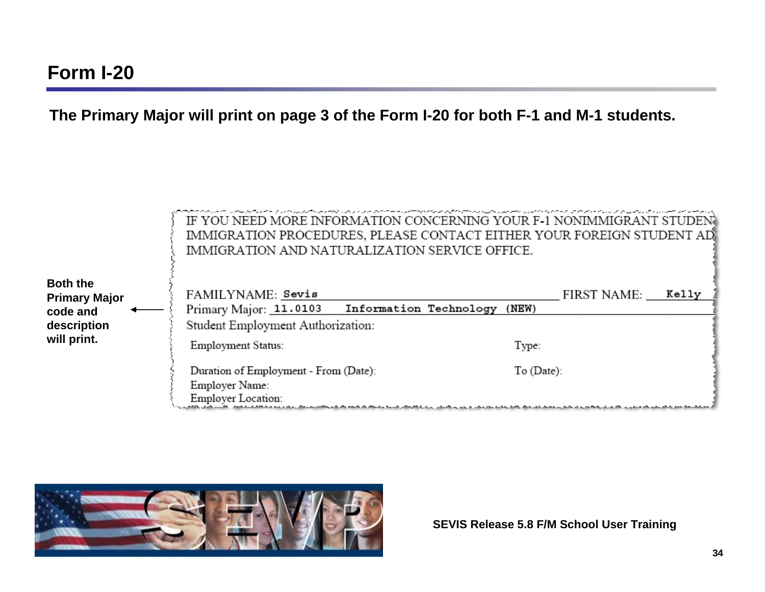# Form I-20

**The Primary Major will print on page 3 of the Form I-20 for both F-1 and M-1 students.**

**Both the Primary Major code and description will print.** ←

IF YOU NEED MORE INFORMATION CONCERNING YOUR F-1 NONIMMIGRANT STUDEN
IMMIGRATION PROCEDURES, PLEASE CONTACT EITHER YOUR FOREIGN STUDENT AD
IMMIGRATION AND NATURALIZATION SERVICE OFFICE.

FAMILYNAME: **Sevis** FIRST NAME: **Kelly**

Primary Major: **11.0103 Information Technology (NEW)**

Student Employment Authorization:

Employment Status: Type:

Duration of Employment - From (Date): To (Date):

Employer Name:

Employer Location:

**SEVIS Release 5.8 F/M School User Training**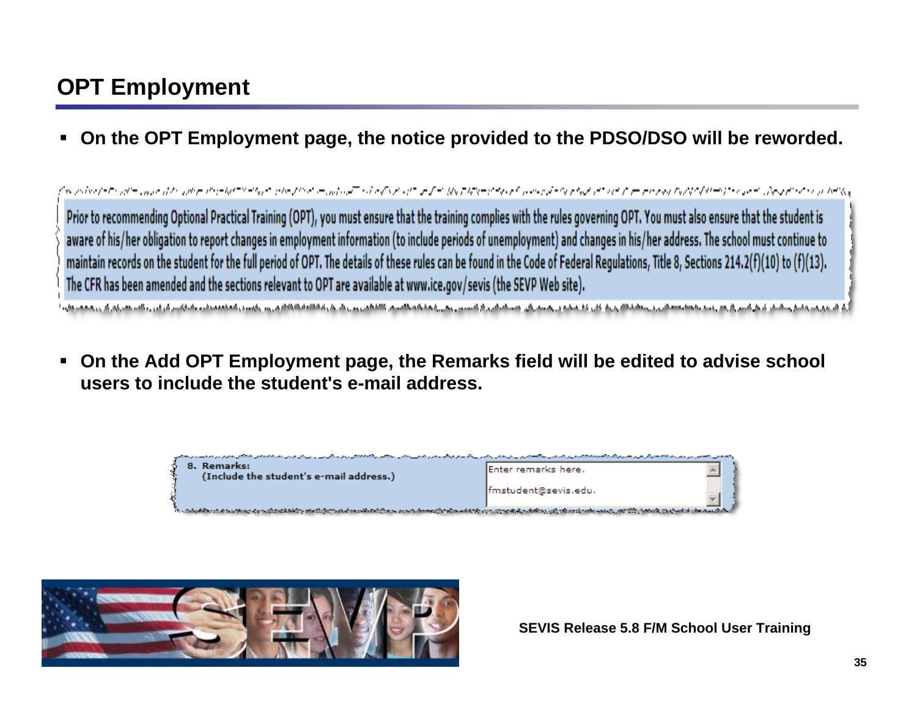# OPT Employment

- **On the OPT Employment page, the notice provided to the PDSO/DSO will be reworded.**

Prior to recommending Optional Practical Training (OPT), you must ensure that the training complies with the rules governing OPT. You must also ensure that the student is aware of his/her obligation to report changes in employment information (to include periods of unemployment) and changes in his/her address. The school must continue to maintain records on the student for the full period of OPT. The details of these rules can be found in the Code of Federal Regulations, Title 8, Sections 214.2(f)(10) to (f)(13). The CFR has been amended and the sections relevant to OPT are available at www.ice.gov/sevis (the SEVP Web site).

- **On the Add OPT Employment page, the Remarks field will be edited to advise school users to include the student's e-mail address.**

| 8. Remarks: (Include the student's e-mail address.) | Enter remarks here. fmstudent@sevis.edu. |
|---|---|

SEVIS Release 5.8 F/M School User Training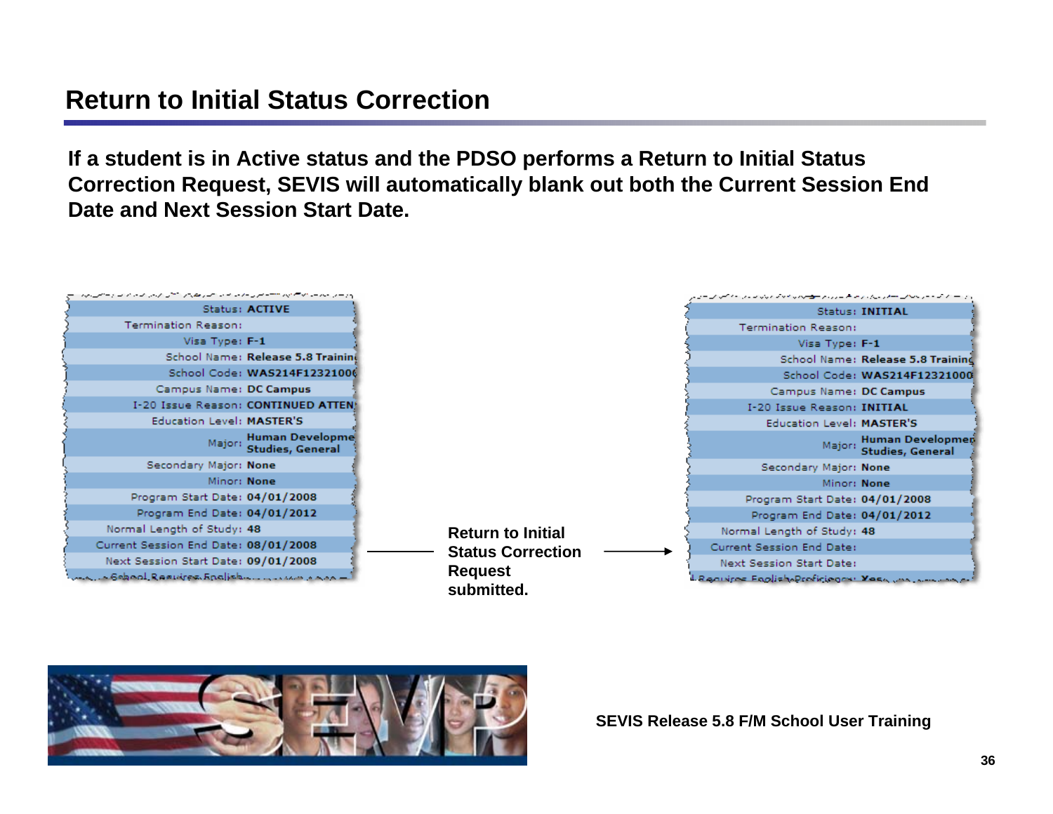# Return to Initial Status Correction

**If a student is in Active status and the PDSO performs a Return to Initial Status Correction Request, SEVIS will automatically blank out both the Current Session End Date and Next Session Start Date.**

| Field | Value |
|---|---|
| Status: | ACTIVE |
| Termination Reason: | |
| Visa Type: | F-1 |
| School Name: | Release 5.8 Trainin |
| School Code: | WAS214F1232100 |
| Campus Name: | DC Campus |
| I-20 Issue Reason: | CONTINUED ATTEN |
| Education Level: | MASTER'S |
| Major: | Human Developme Studies, General |
| Secondary Major: | None |
| Minor: | None |
| Program Start Date: | 04/01/2008 |
| Program End Date: | 04/01/2012 |
| Normal Length of Study: | 48 |
| Current Session End Date: | 08/01/2008 |
| Next Session Start Date: | 09/01/2008 |

**Return to Initial Status Correction Request submitted.**

| Field | Value |
|---|---|
| Status: | INITIAL |
| Termination Reason: | |
| Visa Type: | F-1 |
| School Name: | Release 5.8 Training |
| School Code: | WAS214F12321000 |
| Campus Name: | DC Campus |
| I-20 Issue Reason: | INITIAL |
| Education Level: | MASTER'S |
| Major: | Human Developmen Studies, General |
| Secondary Major: | None |
| Minor: | None |
| Program Start Date: | 04/01/2008 |
| Program End Date: | 04/01/2012 |
| Normal Length of Study: | 48 |
| Current Session End Date: | |
| Next Session Start Date: | |

SEVIS Release 5.8 F/M School User Training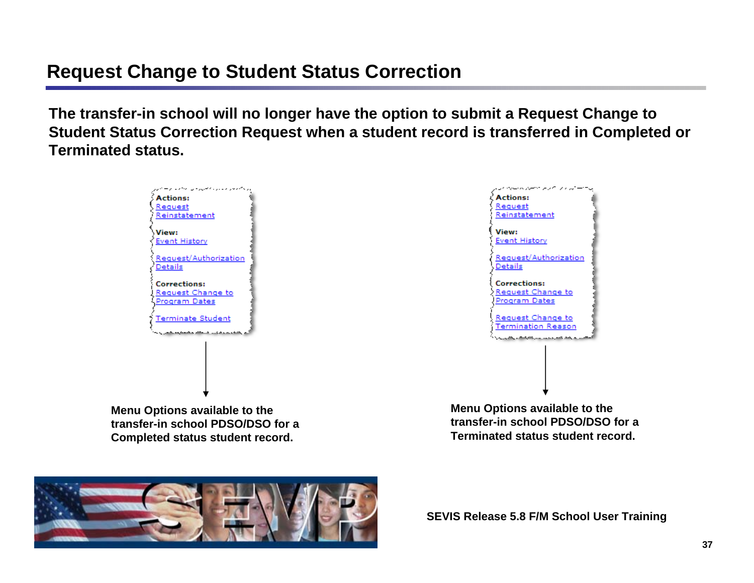# Request Change to Student Status Correction

**The transfer-in school will no longer have the option to submit a Request Change to Student Status Correction Request when a student record is transferred in Completed or Terminated status.**

**Actions:**
Request Reinstatement

**View:**
Event History

Request/Authorization Details

**Corrections:**
Request Change to Program Dates

Terminate Student

**Menu Options available to the transfer-in school PDSO/DSO for a Completed status student record.**

**Actions:**
Request Reinstatement

**View:**
Event History

Request/Authorization Details

**Corrections:**
Request Change to Program Dates

Request Change to Termination Reason

**Menu Options available to the transfer-in school PDSO/DSO for a Terminated status student record.**

**SEVIS Release 5.8 F/M School User Training**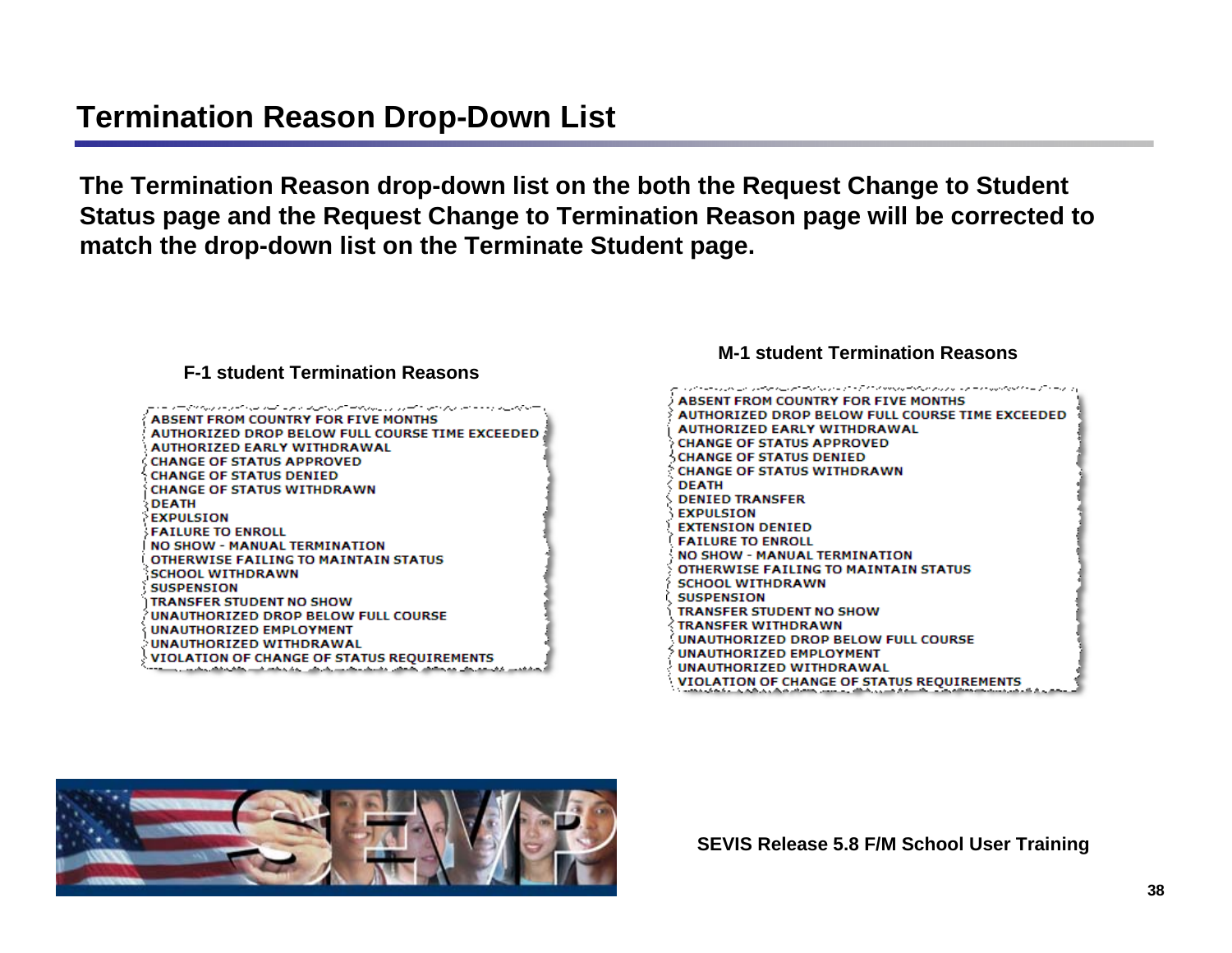## Termination Reason Drop-Down List

**The Termination Reason drop-down list on the both the Request Change to Student Status page and the Request Change to Termination Reason page will be corrected to match the drop-down list on the Terminate Student page.**

**F-1 student Termination Reasons**

- ABSENT FROM COUNTRY FOR FIVE MONTHS
- AUTHORIZED DROP BELOW FULL COURSE TIME EXCEEDED
- AUTHORIZED EARLY WITHDRAWAL
- CHANGE OF STATUS APPROVED
- CHANGE OF STATUS DENIED
- CHANGE OF STATUS WITHDRAWN
- DEATH
- EXPULSION
- FAILURE TO ENROLL
- NO SHOW - MANUAL TERMINATION
- OTHERWISE FAILING TO MAINTAIN STATUS
- SCHOOL WITHDRAWN
- SUSPENSION
- TRANSFER STUDENT NO SHOW
- UNAUTHORIZED DROP BELOW FULL COURSE
- UNAUTHORIZED EMPLOYMENT
- UNAUTHORIZED WITHDRAWAL
- VIOLATION OF CHANGE OF STATUS REQUIREMENTS

**M-1 student Termination Reasons**

- ABSENT FROM COUNTRY FOR FIVE MONTHS
- AUTHORIZED DROP BELOW FULL COURSE TIME EXCEEDED
- AUTHORIZED EARLY WITHDRAWAL
- CHANGE OF STATUS APPROVED
- CHANGE OF STATUS DENIED
- CHANGE OF STATUS WITHDRAWN
- DEATH
- DENIED TRANSFER
- EXPULSION
- EXTENSION DENIED
- FAILURE TO ENROLL
- NO SHOW - MANUAL TERMINATION
- OTHERWISE FAILING TO MAINTAIN STATUS
- SCHOOL WITHDRAWN
- SUSPENSION
- TRANSFER STUDENT NO SHOW
- TRANSFER WITHDRAWN
- UNAUTHORIZED DROP BELOW FULL COURSE
- UNAUTHORIZED EMPLOYMENT
- UNAUTHORIZED WITHDRAWAL
- VIOLATION OF CHANGE OF STATUS REQUIREMENTS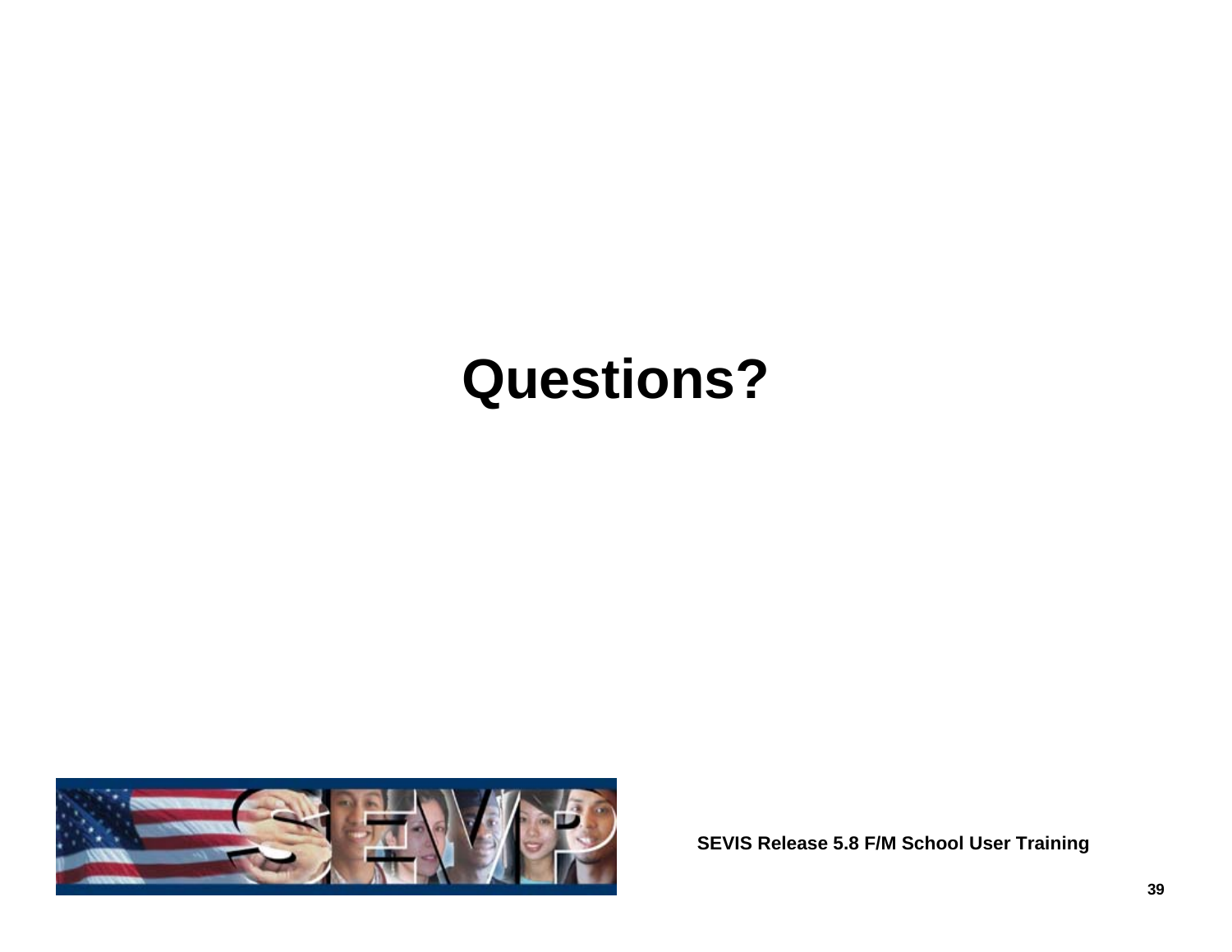# Questions?